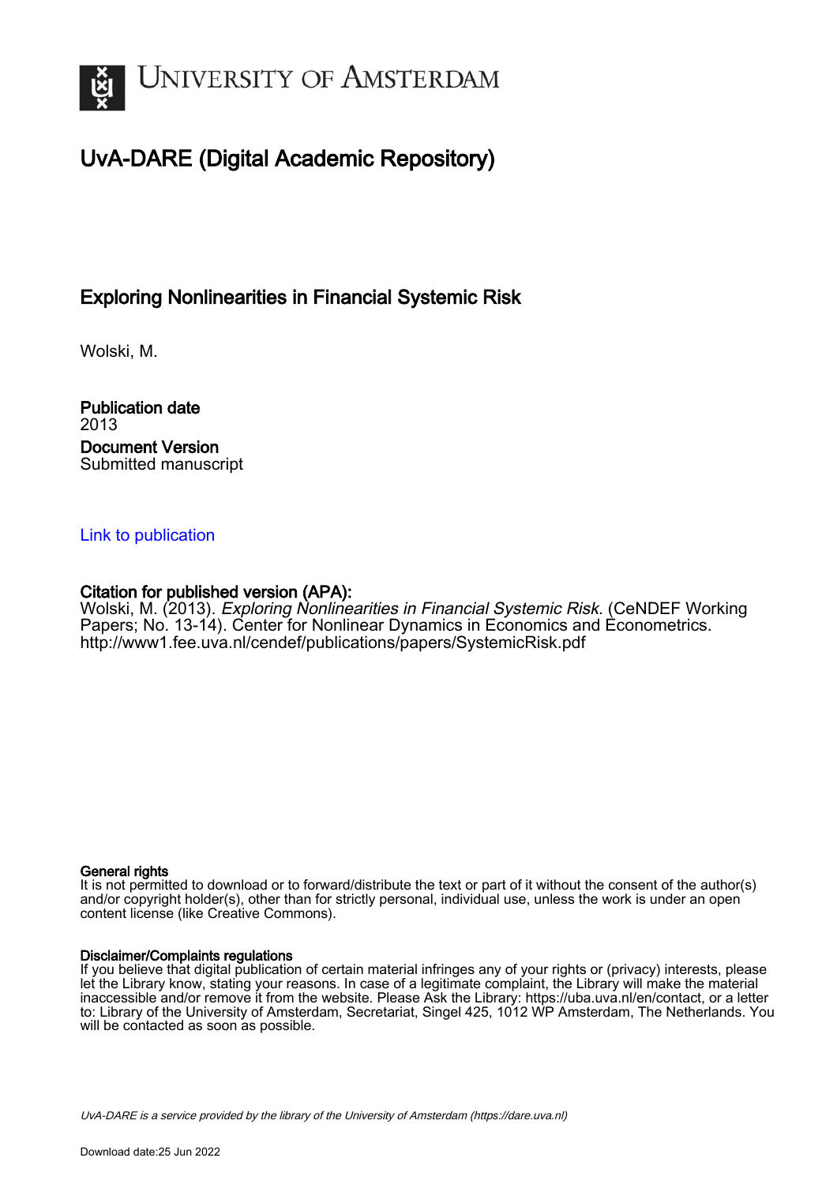# University of Amsterdam

## UvA-DARE (Digital Academic Repository)

### Exploring Nonlinearities in Financial Systemic Risk

Wolski, M.

**Publication date**
2013

**Document Version**
Submitted manuscript

Link to publication

**Citation for published version (APA):**
Wolski, M. (2013). *Exploring Nonlinearities in Financial Systemic Risk*. (CeNDEF Working Papers; No. 13-14). Center for Nonlinear Dynamics in Economics and Econometrics. http://www1.fee.uva.nl/cendef/publications/papers/SystemicRisk.pdf

**General rights**
It is not permitted to download or to forward/distribute the text or part of it without the consent of the author(s) and/or copyright holder(s), other than for strictly personal, individual use, unless the work is under an open content license (like Creative Commons).

**Disclaimer/Complaints regulations**
If you believe that digital publication of certain material infringes any of your rights or (privacy) interests, please let the Library know, stating your reasons. In case of a legitimate complaint, the Library will make the material inaccessible and/or remove it from the website. Please Ask the Library: https://uba.uva.nl/en/contact, or a letter to: Library of the University of Amsterdam, Secretariat, Singel 425, 1012 WP Amsterdam, The Netherlands. You will be contacted as soon as possible.

UvA-DARE is a service provided by the library of the University of Amsterdam (https://dare.uva.nl)

Download date:25 Jun 2022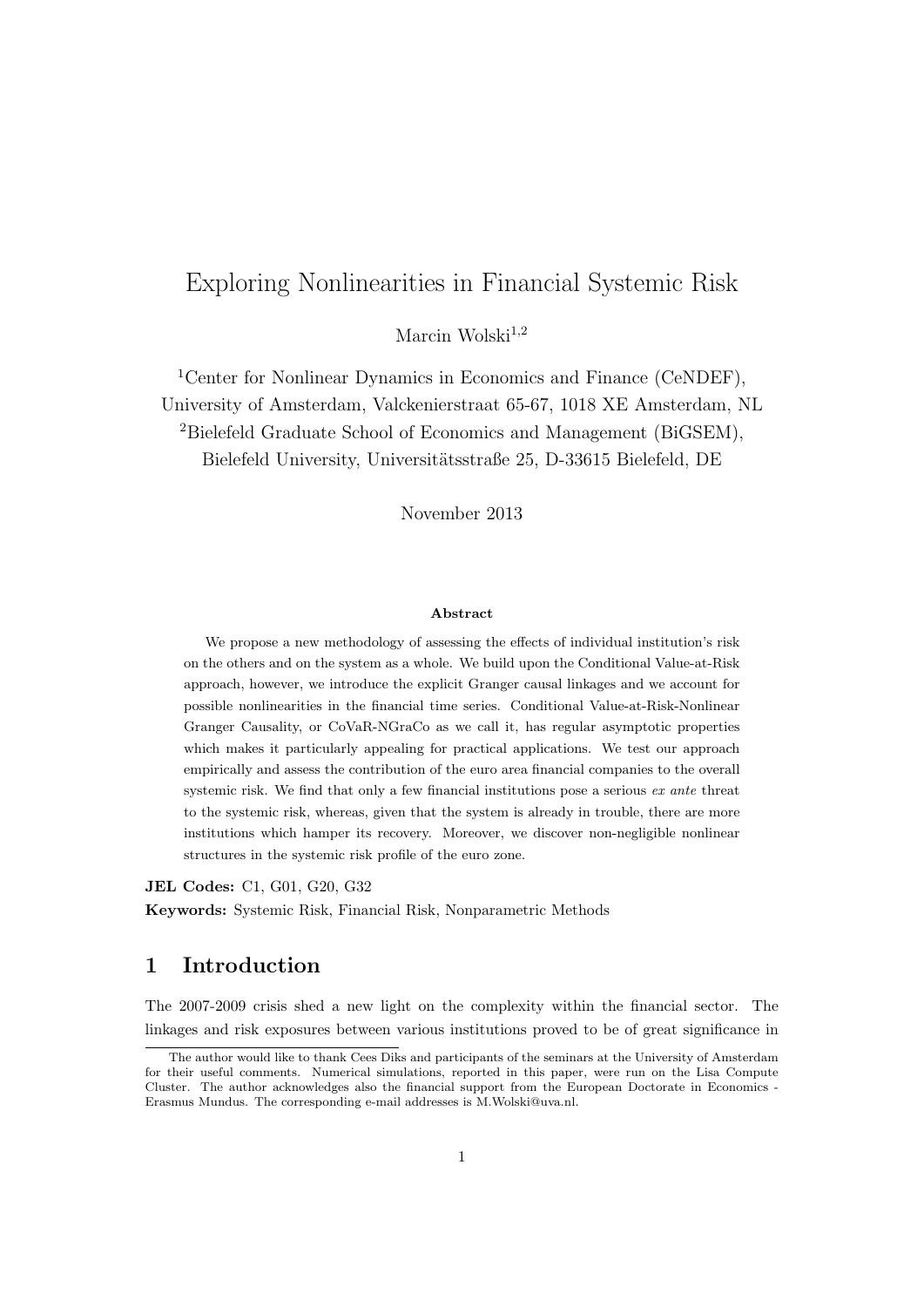# Exploring Nonlinearities in Financial Systemic Risk

Marcin Wolski[1,2]

[1]Center for Nonlinear Dynamics in Economics and Finance (CeNDEF), University of Amsterdam, Valckenierstraat 65-67, 1018 XE Amsterdam, NL

[2]Bielefeld Graduate School of Economics and Management (BiGSEM), Bielefeld University, Universitätsstraße 25, D-33615 Bielefeld, DE

November 2013

**Abstract**

We propose a new methodology of assessing the effects of individual institution's risk on the others and on the system as a whole. We build upon the Conditional Value-at-Risk approach, however, we introduce the explicit Granger causal linkages and we account for possible nonlinearities in the financial time series. Conditional Value-at-Risk-Nonlinear Granger Causality, or CoVaR-NGraCo as we call it, has regular asymptotic properties which makes it particularly appealing for practical applications. We test our approach empirically and assess the contribution of the euro area financial companies to the overall systemic risk. We find that only a few financial institutions pose a serious *ex ante* threat to the systemic risk, whereas, given that the system is already in trouble, there are more institutions which hamper its recovery. Moreover, we discover non-negligible nonlinear structures in the systemic risk profile of the euro zone.

**JEL Codes:** C1, G01, G20, G32

**Keywords:** Systemic Risk, Financial Risk, Nonparametric Methods

## 1 Introduction

The 2007-2009 crisis shed a new light on the complexity within the financial sector. The linkages and risk exposures between various institutions proved to be of great significance in

The author would like to thank Cees Diks and participants of the seminars at the University of Amsterdam for their useful comments. Numerical simulations, reported in this paper, were run on the Lisa Compute Cluster. The author acknowledges also the financial support from the European Doctorate in Economics - Erasmus Mundus. The corresponding e-mail addresses is M.Wolski@uva.nl.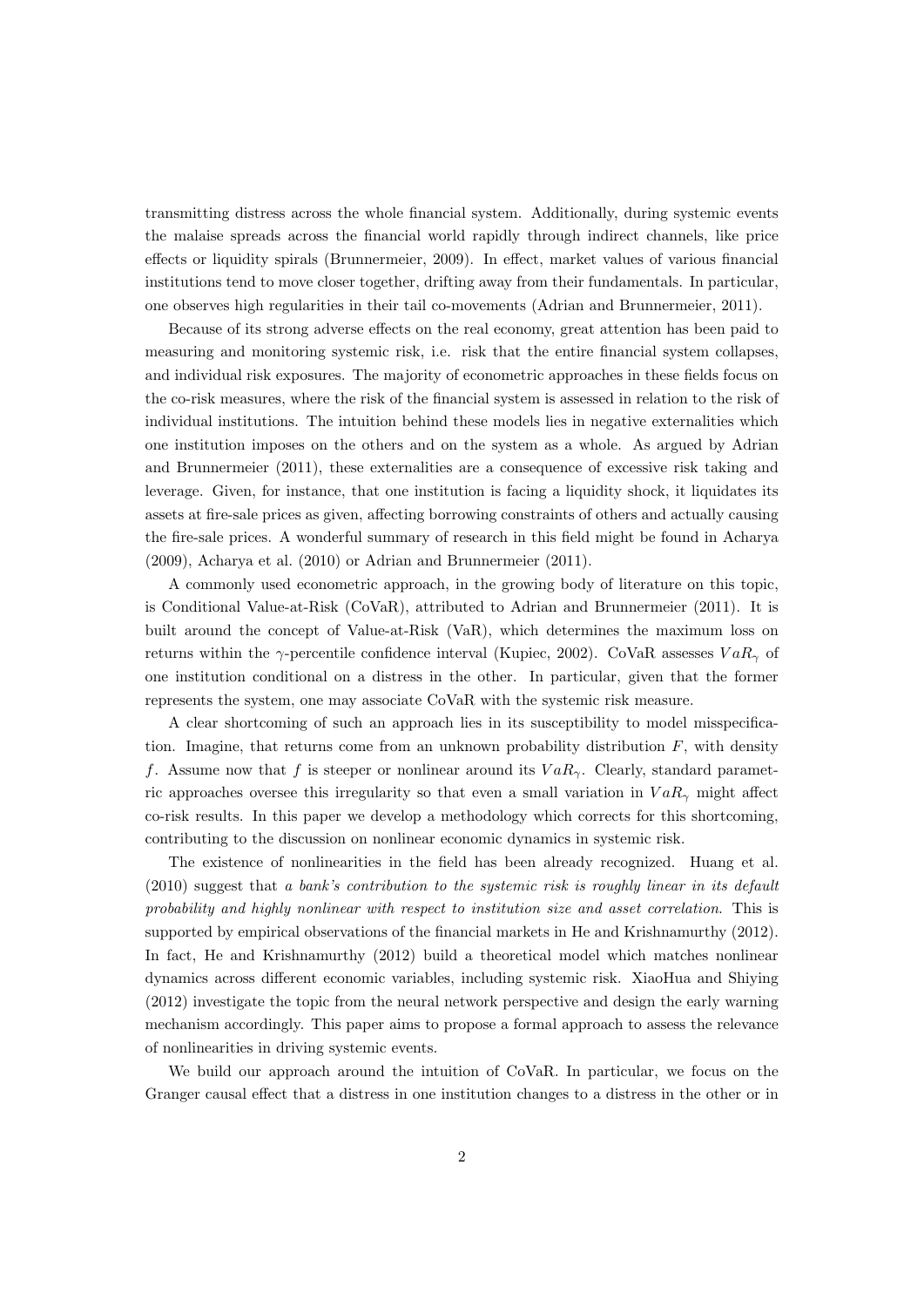transmitting distress across the whole financial system. Additionally, during systemic events the malaise spreads across the financial world rapidly through indirect channels, like price effects or liquidity spirals (Brunnermeier, 2009). In effect, market values of various financial institutions tend to move closer together, drifting away from their fundamentals. In particular, one observes high regularities in their tail co-movements (Adrian and Brunnermeier, 2011).

Because of its strong adverse effects on the real economy, great attention has been paid to measuring and monitoring systemic risk, i.e. risk that the entire financial system collapses, and individual risk exposures. The majority of econometric approaches in these fields focus on the co-risk measures, where the risk of the financial system is assessed in relation to the risk of individual institutions. The intuition behind these models lies in negative externalities which one institution imposes on the others and on the system as a whole. As argued by Adrian and Brunnermeier (2011), these externalities are a consequence of excessive risk taking and leverage. Given, for instance, that one institution is facing a liquidity shock, it liquidates its assets at fire-sale prices as given, affecting borrowing constraints of others and actually causing the fire-sale prices. A wonderful summary of research in this field might be found in Acharya (2009), Acharya et al. (2010) or Adrian and Brunnermeier (2011).

A commonly used econometric approach, in the growing body of literature on this topic, is Conditional Value-at-Risk (CoVaR), attributed to Adrian and Brunnermeier (2011). It is built around the concept of Value-at-Risk (VaR), which determines the maximum loss on returns within the $\gamma$-percentile confidence interval (Kupiec, 2002). CoVaR assesses $VaR_\gamma$ of one institution conditional on a distress in the other. In particular, given that the former represents the system, one may associate CoVaR with the systemic risk measure.

A clear shortcoming of such an approach lies in its susceptibility to model misspecification. Imagine, that returns come from an unknown probability distribution $F$, with density $f$. Assume now that $f$ is steeper or nonlinear around its $VaR_\gamma$. Clearly, standard parametric approaches oversee this irregularity so that even a small variation in $VaR_\gamma$ might affect co-risk results. In this paper we develop a methodology which corrects for this shortcoming, contributing to the discussion on nonlinear economic dynamics in systemic risk.

The existence of nonlinearities in the field has been already recognized. Huang et al. (2010) suggest that *a bank's contribution to the systemic risk is roughly linear in its default probability and highly nonlinear with respect to institution size and asset correlation*. This is supported by empirical observations of the financial markets in He and Krishnamurthy (2012). In fact, He and Krishnamurthy (2012) build a theoretical model which matches nonlinear dynamics across different economic variables, including systemic risk. XiaoHua and Shiying (2012) investigate the topic from the neural network perspective and design the early warning mechanism accordingly. This paper aims to propose a formal approach to assess the relevance of nonlinearities in driving systemic events.

We build our approach around the intuition of CoVaR. In particular, we focus on the Granger causal effect that a distress in one institution changes to a distress in the other or in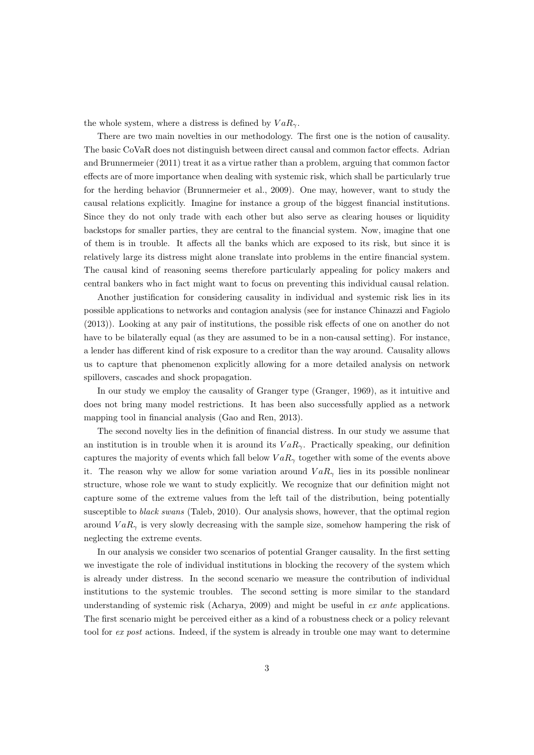the whole system, where a distress is defined by $VaR_\gamma$.

There are two main novelties in our methodology. The first one is the notion of causality. The basic CoVaR does not distinguish between direct causal and common factor effects. Adrian and Brunnermeier (2011) treat it as a virtue rather than a problem, arguing that common factor effects are of more importance when dealing with systemic risk, which shall be particularly true for the herding behavior (Brunnermeier et al., 2009). One may, however, want to study the causal relations explicitly. Imagine for instance a group of the biggest financial institutions. Since they do not only trade with each other but also serve as clearing houses or liquidity backstops for smaller parties, they are central to the financial system. Now, imagine that one of them is in trouble. It affects all the banks which are exposed to its risk, but since it is relatively large its distress might alone translate into problems in the entire financial system. The causal kind of reasoning seems therefore particularly appealing for policy makers and central bankers who in fact might want to focus on preventing this individual causal relation.

Another justification for considering causality in individual and systemic risk lies in its possible applications to networks and contagion analysis (see for instance Chinazzi and Fagiolo (2013)). Looking at any pair of institutions, the possible risk effects of one on another do not have to be bilaterally equal (as they are assumed to be in a non-causal setting). For instance, a lender has different kind of risk exposure to a creditor than the way around. Causality allows us to capture that phenomenon explicitly allowing for a more detailed analysis on network spillovers, cascades and shock propagation.

In our study we employ the causality of Granger type (Granger, 1969), as it intuitive and does not bring many model restrictions. It has been also successfully applied as a network mapping tool in financial analysis (Gao and Ren, 2013).

The second novelty lies in the definition of financial distress. In our study we assume that an institution is in trouble when it is around its $VaR_\gamma$. Practically speaking, our definition captures the majority of events which fall below $VaR_\gamma$ together with some of the events above it. The reason why we allow for some variation around $VaR_\gamma$ lies in its possible nonlinear structure, whose role we want to study explicitly. We recognize that our definition might not capture some of the extreme values from the left tail of the distribution, being potentially susceptible to *black swans* (Taleb, 2010). Our analysis shows, however, that the optimal region around $VaR_\gamma$ is very slowly decreasing with the sample size, somehow hampering the risk of neglecting the extreme events.

In our analysis we consider two scenarios of potential Granger causality. In the first setting we investigate the role of individual institutions in blocking the recovery of the system which is already under distress. In the second scenario we measure the contribution of individual institutions to the systemic troubles. The second setting is more similar to the standard understanding of systemic risk (Acharya, 2009) and might be useful in *ex ante* applications. The first scenario might be perceived either as a kind of a robustness check or a policy relevant tool for *ex post* actions. Indeed, if the system is already in trouble one may want to determine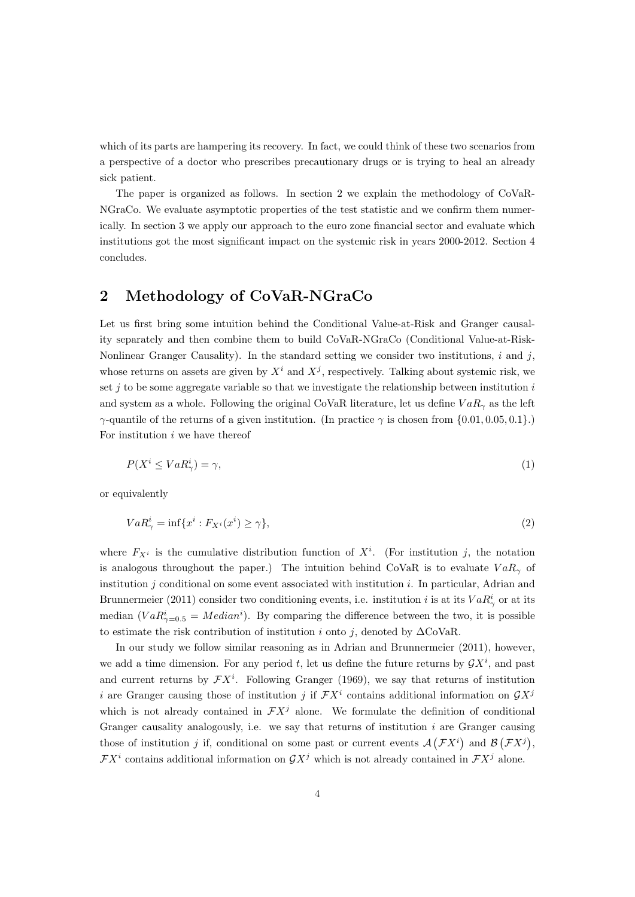which of its parts are hampering its recovery. In fact, we could think of these two scenarios from a perspective of a doctor who prescribes precautionary drugs or is trying to heal an already sick patient.

The paper is organized as follows. In section 2 we explain the methodology of CoVaR-NGraCo. We evaluate asymptotic properties of the test statistic and we confirm them numerically. In section 3 we apply our approach to the euro zone financial sector and evaluate which institutions got the most significant impact on the systemic risk in years 2000-2012. Section 4 concludes.

## 2 Methodology of CoVaR-NGraCo

Let us first bring some intuition behind the Conditional Value-at-Risk and Granger causality separately and then combine them to build CoVaR-NGraCo (Conditional Value-at-Risk-Nonlinear Granger Causality). In the standard setting we consider two institutions, $i$ and $j$, whose returns on assets are given by $X^i$ and $X^j$, respectively. Talking about systemic risk, we set $j$ to be some aggregate variable so that we investigate the relationship between institution $i$ and system as a whole. Following the original CoVaR literature, let us define $VaR_\gamma$ as the left $\gamma$-quantile of the returns of a given institution. (In practice $\gamma$ is chosen from $\{0.01, 0.05, 0.1\}$.) For institution $i$ we have thereof

$$P(X^i \leq VaR^i_\gamma) = \gamma, \tag{1}$$

or equivalently

$$VaR^i_\gamma = \inf\{x^i : F_{X^i}(x^i) \geq \gamma\}, \tag{2}$$

where $F_{X^i}$ is the cumulative distribution function of $X^i$. (For institution $j$, the notation is analogous throughout the paper.) The intuition behind CoVaR is to evaluate $VaR_\gamma$ of institution $j$ conditional on some event associated with institution $i$. In particular, Adrian and Brunnermeier (2011) consider two conditioning events, i.e. institution $i$ is at its $VaR^i_\gamma$ or at its median ($VaR^i_{\gamma=0.5} = Median^i$). By comparing the difference between the two, it is possible to estimate the risk contribution of institution $i$ onto $j$, denoted by $\Delta$CoVaR.

In our study we follow similar reasoning as in Adrian and Brunnermeier (2011), however, we add a time dimension. For any period $t$, let us define the future returns by $\mathcal{G}X^i$, and past and current returns by $\mathcal{F}X^i$. Following Granger (1969), we say that returns of institution $i$ are Granger causing those of institution $j$ if $\mathcal{F}X^i$ contains additional information on $\mathcal{G}X^j$ which is not already contained in $\mathcal{F}X^j$ alone. We formulate the definition of conditional Granger causality analogously, i.e. we say that returns of institution $i$ are Granger causing those of institution $j$ if, conditional on some past or current events $\mathcal{A}(\mathcal{F}X^i)$ and $\mathcal{B}(\mathcal{F}X^j)$, $\mathcal{F}X^i$ contains additional information on $\mathcal{G}X^j$ which is not already contained in $\mathcal{F}X^j$ alone.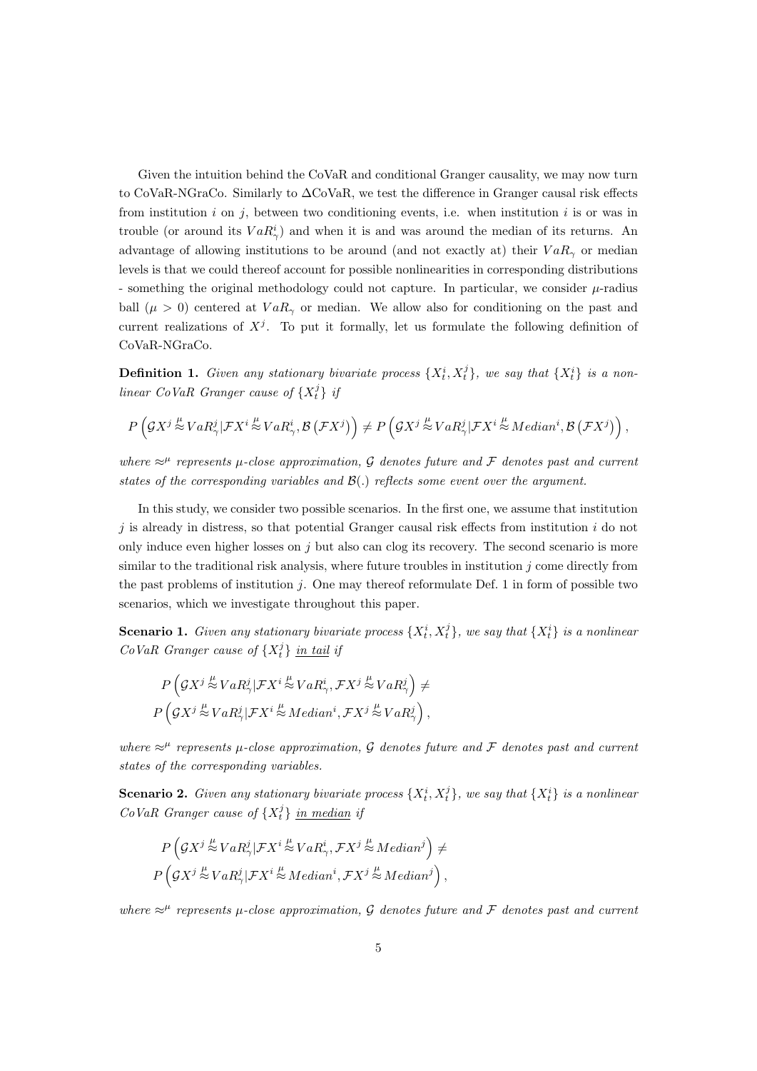Given the intuition behind the CoVaR and conditional Granger causality, we may now turn to CoVaR-NGraCo. Similarly to ΔCoVaR, we test the difference in Granger causal risk effects from institution $i$ on $j$, between two conditioning events, i.e. when institution $i$ is or was in trouble (or around its $VaR_\gamma^i$) and when it is and was around the median of its returns. An advantage of allowing institutions to be around (and not exactly at) their $VaR_\gamma$ or median levels is that we could thereof account for possible nonlinearities in corresponding distributions - something the original methodology could not capture. In particular, we consider $\mu$-radius ball ($\mu > 0$) centered at $VaR_\gamma$ or median. We allow also for conditioning on the past and current realizations of $X^j$. To put it formally, let us formulate the following definition of CoVaR-NGraCo.

**Definition 1.** *Given any stationary bivariate process $\{X_t^i, X_t^j\}$, we say that $\{X_t^i\}$ is a nonlinear CoVaR Granger cause of $\{X_t^j\}$ if*

$$P\left(\mathcal{G}X^j \overset{\mu}{\approx} VaR_\gamma^j | \mathcal{F}X^i \overset{\mu}{\approx} VaR_\gamma^i, \mathcal{B}\left(\mathcal{F}X^j\right)\right) \neq P\left(\mathcal{G}X^j \overset{\mu}{\approx} VaR_\gamma^j | \mathcal{F}X^i \overset{\mu}{\approx} Median^i, \mathcal{B}\left(\mathcal{F}X^j\right)\right),$$

*where $\approx^\mu$ represents $\mu$-close approximation, $\mathcal{G}$ denotes future and $\mathcal{F}$ denotes past and current states of the corresponding variables and $\mathcal{B}(.)$ reflects some event over the argument.*

In this study, we consider two possible scenarios. In the first one, we assume that institution $j$ is already in distress, so that potential Granger causal risk effects from institution $i$ do not only induce even higher losses on $j$ but also can clog its recovery. The second scenario is more similar to the traditional risk analysis, where future troubles in institution $j$ come directly from the past problems of institution $j$. One may thereof reformulate Def. 1 in form of possible two scenarios, which we investigate throughout this paper.

**Scenario 1.** *Given any stationary bivariate process $\{X_t^i, X_t^j\}$, we say that $\{X_t^i\}$ is a nonlinear CoVaR Granger cause of $\{X_t^j\}$ in tail if*

$$P\left(\mathcal{G}X^j \overset{\mu}{\approx} VaR_\gamma^j | \mathcal{F}X^i \overset{\mu}{\approx} VaR_\gamma^i, \mathcal{F}X^j \overset{\mu}{\approx} VaR_\gamma^j\right) \neq$$
$$P\left(\mathcal{G}X^j \overset{\mu}{\approx} VaR_\gamma^j | \mathcal{F}X^i \overset{\mu}{\approx} Median^i, \mathcal{F}X^j \overset{\mu}{\approx} VaR_\gamma^j\right),$$

*where $\approx^\mu$ represents $\mu$-close approximation, $\mathcal{G}$ denotes future and $\mathcal{F}$ denotes past and current states of the corresponding variables.*

**Scenario 2.** *Given any stationary bivariate process $\{X_t^i, X_t^j\}$, we say that $\{X_t^i\}$ is a nonlinear CoVaR Granger cause of $\{X_t^j\}$ in median if*

$$P\left(\mathcal{G}X^j \overset{\mu}{\approx} VaR_\gamma^j | \mathcal{F}X^i \overset{\mu}{\approx} VaR_\gamma^i, \mathcal{F}X^j \overset{\mu}{\approx} Median^j\right) \neq$$
$$P\left(\mathcal{G}X^j \overset{\mu}{\approx} VaR_\gamma^j | \mathcal{F}X^i \overset{\mu}{\approx} Median^i, \mathcal{F}X^j \overset{\mu}{\approx} Median^j\right),$$

*where $\approx^\mu$ represents $\mu$-close approximation, $\mathcal{G}$ denotes future and $\mathcal{F}$ denotes past and current*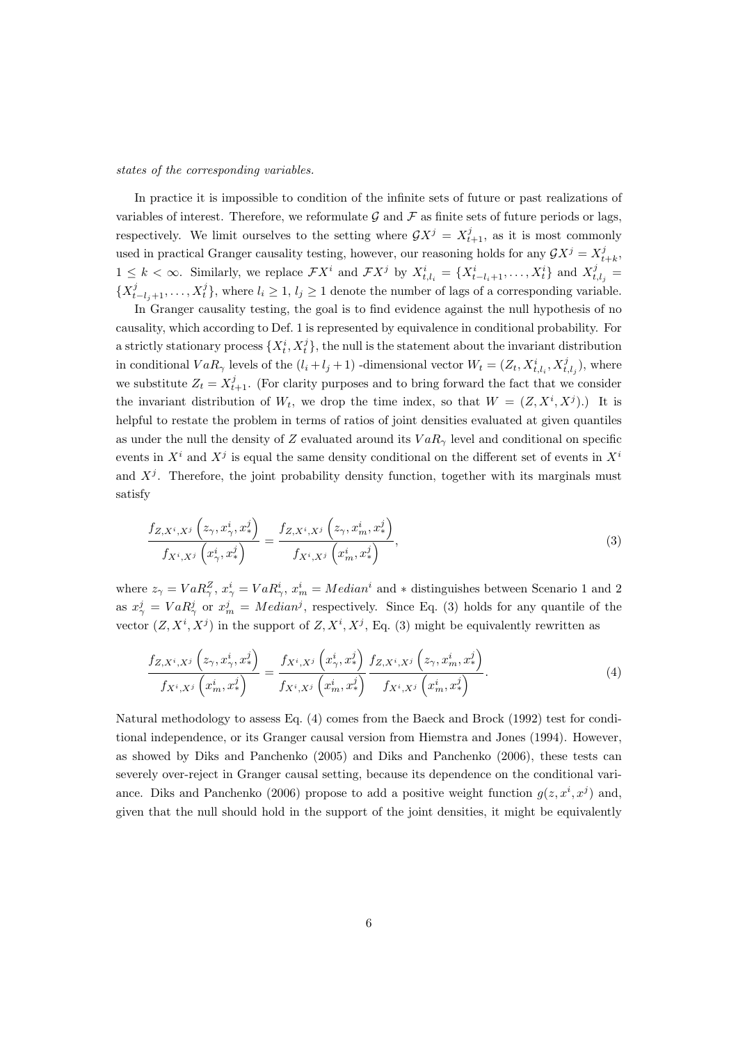*states of the corresponding variables.*

In practice it is impossible to condition of the infinite sets of future or past realizations of variables of interest. Therefore, we reformulate $\mathcal{G}$ and $\mathcal{F}$ as finite sets of future periods or lags, respectively. We limit ourselves to the setting where $\mathcal{G}X^j = X^j_{t+1}$, as it is most commonly used in practical Granger causality testing, however, our reasoning holds for any $\mathcal{G}X^j = X^j_{t+k}$, $1 \leq k < \infty$. Similarly, we replace $\mathcal{F}X^i$ and $\mathcal{F}X^j$ by $X^i_{t,l_i} = \{X^i_{t-l_i+1}, \ldots, X^i_t\}$ and $X^j_{t,l_j} = \{X^j_{t-l_j+1}, \ldots, X^j_t\}$, where $l_i \geq 1$, $l_j \geq 1$ denote the number of lags of a corresponding variable.

In Granger causality testing, the goal is to find evidence against the null hypothesis of no causality, which according to Def. 1 is represented by equivalence in conditional probability. For a strictly stationary process $\{X^i_t, X^j_t\}$, the null is the statement about the invariant distribution in conditional $VaR_\gamma$ levels of the $(l_i + l_j + 1)$ -dimensional vector $W_t = (Z_t, X^i_{t,l_i}, X^j_{t,l_j})$, where we substitute $Z_t = X^j_{t+1}$. (For clarity purposes and to bring forward the fact that we consider the invariant distribution of $W_t$, we drop the time index, so that $W = (Z, X^i, X^j)$.) It is helpful to restate the problem in terms of ratios of joint densities evaluated at given quantiles as under the null the density of $Z$ evaluated around its $VaR_\gamma$ level and conditional on specific events in $X^i$ and $X^j$ is equal the same density conditional on the different set of events in $X^i$ and $X^j$. Therefore, the joint probability density function, together with its marginals must satisfy

$$\frac{f_{Z,X^i,X^j}\left(z_\gamma, x^i_\gamma, x^j_*\right)}{f_{X^i,X^j}\left(x^i_\gamma, x^j_*\right)} = \frac{f_{Z,X^i,X^j}\left(z_\gamma, x^i_m, x^j_*\right)}{f_{X^i,X^j}\left(x^i_m, x^j_*\right)}, \tag{3}$$

where $z_\gamma = VaR^Z_\gamma$, $x^i_\gamma = VaR^i_\gamma$, $x^i_m = Median^i$ and $*$ distinguishes between Scenario 1 and 2 as $x^j_\gamma = VaR^j_\gamma$ or $x^j_m = Median^j$, respectively. Since Eq. (3) holds for any quantile of the vector $(Z, X^i, X^j)$ in the support of $Z, X^i, X^j$, Eq. (3) might be equivalently rewritten as

$$\frac{f_{Z,X^i,X^j}\left(z_\gamma, x^i_\gamma, x^j_*\right)}{f_{X^i,X^j}\left(x^i_m, x^j_*\right)} = \frac{f_{X^i,X^j}\left(x^i_\gamma, x^j_*\right)}{f_{X^i,X^j}\left(x^i_m, x^j_*\right)} \frac{f_{Z,X^i,X^j}\left(z_\gamma, x^i_m, x^j_*\right)}{f_{X^i,X^j}\left(x^i_m, x^j_*\right)}. \tag{4}$$

Natural methodology to assess Eq. (4) comes from the Baeck and Brock (1992) test for conditional independence, or its Granger causal version from Hiemstra and Jones (1994). However, as showed by Diks and Panchenko (2005) and Diks and Panchenko (2006), these tests can severely over-reject in Granger causal setting, because its dependence on the conditional variance. Diks and Panchenko (2006) propose to add a positive weight function $g(z, x^i, x^j)$ and, given that the null should hold in the support of the joint densities, it might be equivalently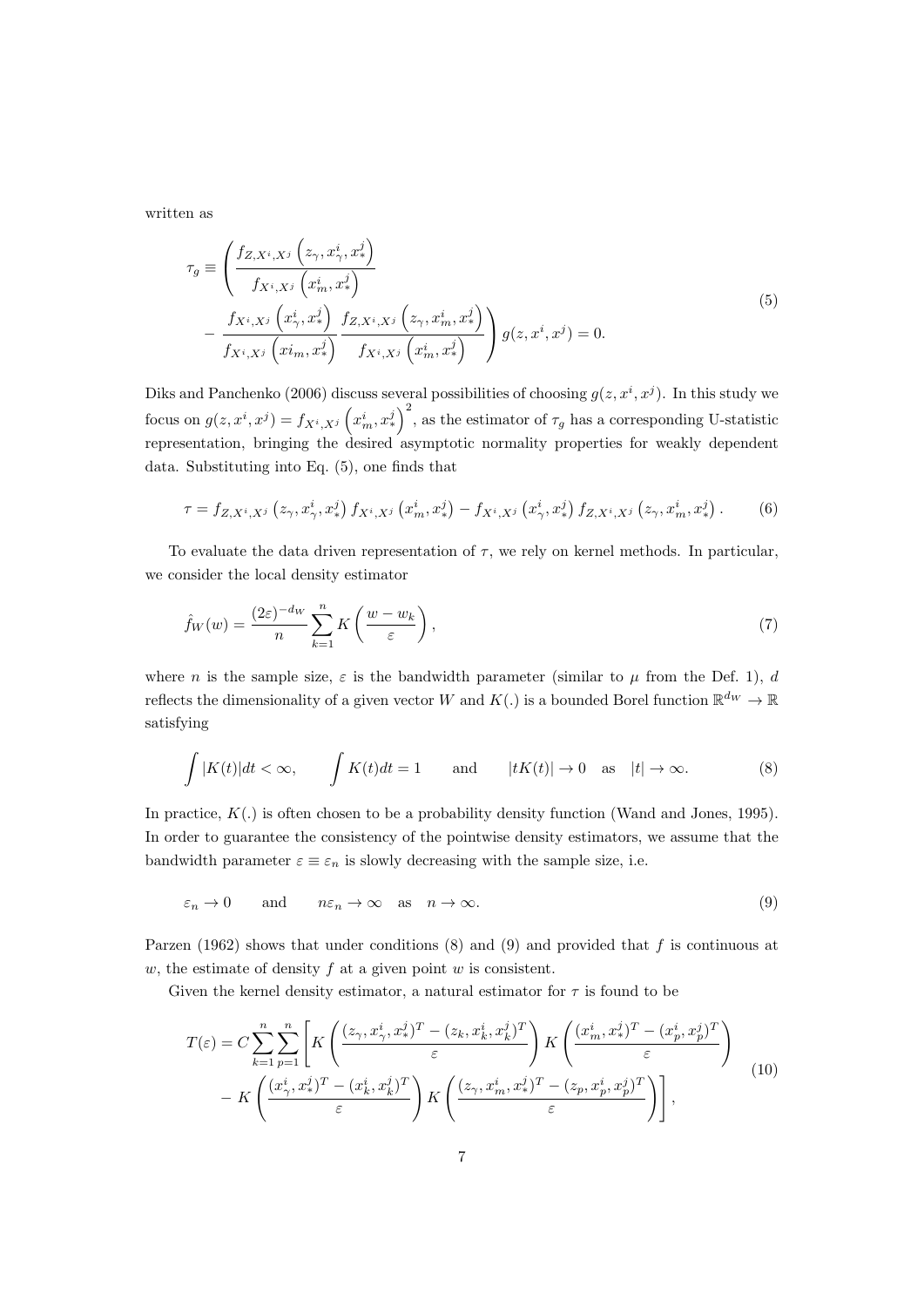written as

$$
\begin{aligned}
\tau_g \equiv & \left( \frac{f_{Z,X^i,X^j}\left(z_\gamma, x^i_\gamma, x^j_*\right)}{f_{X^i,X^j}\left(x^i_m, x^j_*\right)} \right. \\
& - \left. \frac{f_{X^i,X^j}\left(x^i_\gamma, x^j_*\right)}{f_{X^i,X^j}\left(xi_m, x^j_*\right)} \frac{f_{Z,X^i,X^j}\left(z_\gamma, x^i_m, x^j_*\right)}{f_{X^i,X^j}\left(x^i_m, x^j_*\right)} \right) g(z, x^i, x^j) = 0.
\end{aligned} \tag{5}
$$

Diks and Panchenko (2006) discuss several possibilities of choosing $g(z, x^i, x^j)$. In this study we focus on $g(z, x^i, x^j) = f_{X^i,X^j}\left(x^i_m, x^j_*\right)^2$, as the estimator of $\tau_g$ has a corresponding U-statistic representation, bringing the desired asymptotic normality properties for weakly dependent data. Substituting into Eq. (5), one finds that

$$
\tau = f_{Z,X^i,X^j}\left(z_\gamma, x^i_\gamma, x^j_*\right) f_{X^i,X^j}\left(x^i_m, x^j_*\right) - f_{X^i,X^j}\left(x^i_\gamma, x^j_*\right) f_{Z,X^i,X^j}\left(z_\gamma, x^i_m, x^j_*\right). \tag{6}
$$

To evaluate the data driven representation of $\tau$, we rely on kernel methods. In particular, we consider the local density estimator

$$
\hat{f}_W(w) = \frac{(2\varepsilon)^{-d_W}}{n} \sum_{k=1}^{n} K\left(\frac{w - w_k}{\varepsilon}\right), \tag{7}
$$

where $n$ is the sample size, $\varepsilon$ is the bandwidth parameter (similar to $\mu$ from the Def. 1), $d$ reflects the dimensionality of a given vector $W$ and $K(.)$ is a bounded Borel function $\mathbb{R}^{d_W} \to \mathbb{R}$ satisfying

$$
\int |K(t)| dt < \infty, \qquad \int K(t) dt = 1 \qquad \text{and} \qquad |tK(t)| \to 0 \quad \text{as} \quad |t| \to \infty. \tag{8}
$$

In practice, $K(.)$ is often chosen to be a probability density function (Wand and Jones, 1995). In order to guarantee the consistency of the pointwise density estimators, we assume that the bandwidth parameter $\varepsilon \equiv \varepsilon_n$ is slowly decreasing with the sample size, i.e.

$$
\varepsilon_n \to 0 \qquad \text{and} \qquad n\varepsilon_n \to \infty \quad \text{as} \quad n \to \infty. \tag{9}
$$

Parzen (1962) shows that under conditions (8) and (9) and provided that $f$ is continuous at $w$, the estimate of density $f$ at a given point $w$ is consistent.

Given the kernel density estimator, a natural estimator for $\tau$ is found to be

$$
\begin{aligned}
T(\varepsilon) = C \sum_{k=1}^{n} \sum_{p=1}^{n} & \left[ K\left( \frac{(z_\gamma, x^i_\gamma, x^j_*)^T - (z_k, x^i_k, x^j_k)^T}{\varepsilon} \right) K\left( \frac{(x^i_m, x^j_*)^T - (x^i_p, x^j_p)^T}{\varepsilon} \right) \right. \\
& - \left. K\left( \frac{(x^i_\gamma, x^j_*)^T - (x^i_k, x^j_k)^T}{\varepsilon} \right) K\left( \frac{(z_\gamma, x^i_m, x^j_*)^T - (z_p, x^i_p, x^j_p)^T}{\varepsilon} \right) \right],
\end{aligned} \tag{10}
$$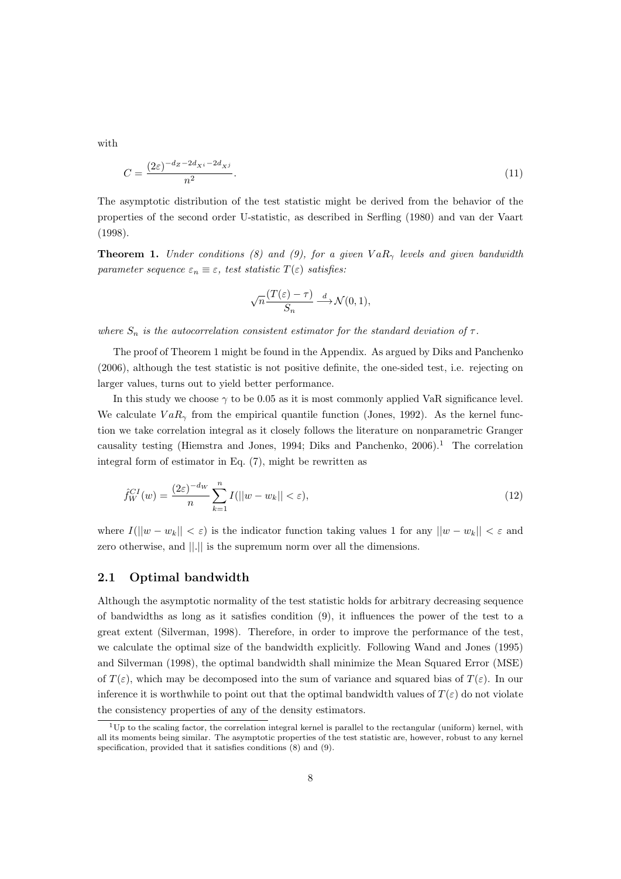with

$$C = \frac{(2\varepsilon)^{-d_Z - 2d_{X^i} - 2d_{X^j}}}{n^2}. \tag{11}$$

The asymptotic distribution of the test statistic might be derived from the behavior of the properties of the second order U-statistic, as described in Serfling (1980) and van der Vaart (1998).

**Theorem 1.** *Under conditions (8) and (9), for a given $VaR_\gamma$ levels and given bandwidth parameter sequence $\varepsilon_n \equiv \varepsilon$, test statistic $T(\varepsilon)$ satisfies:*

$$\sqrt{n}\frac{(T(\varepsilon) - \tau)}{S_n} \xrightarrow{d} \mathcal{N}(0, 1),$$

*where $S_n$ is the autocorrelation consistent estimator for the standard deviation of $\tau$.*

The proof of Theorem 1 might be found in the Appendix. As argued by Diks and Panchenko (2006), although the test statistic is not positive definite, the one-sided test, i.e. rejecting on larger values, turns out to yield better performance.

In this study we choose $\gamma$ to be 0.05 as it is most commonly applied VaR significance level. We calculate $VaR_\gamma$ from the empirical quantile function (Jones, 1992). As the kernel function we take correlation integral as it closely follows the literature on nonparametric Granger causality testing (Hiemstra and Jones, 1994; Diks and Panchenko, 2006).[1] The correlation integral form of estimator in Eq. (7), might be rewritten as

$$\hat{f}_W^{CI}(w) = \frac{(2\varepsilon)^{-d_W}}{n}\sum_{k=1}^{n} I(||w - w_k|| < \varepsilon), \tag{12}$$

where $I(||w - w_k|| < \varepsilon)$ is the indicator function taking values 1 for any $||w - w_k|| < \varepsilon$ and zero otherwise, and $||.||$ is the supremum norm over all the dimensions.

## 2.1 Optimal bandwidth

Although the asymptotic normality of the test statistic holds for arbitrary decreasing sequence of bandwidths as long as it satisfies condition (9), it influences the power of the test to a great extent (Silverman, 1998). Therefore, in order to improve the performance of the test, we calculate the optimal size of the bandwidth explicitly. Following Wand and Jones (1995) and Silverman (1998), the optimal bandwidth shall minimize the Mean Squared Error (MSE) of $T(\varepsilon)$, which may be decomposed into the sum of variance and squared bias of $T(\varepsilon)$. In our inference it is worthwhile to point out that the optimal bandwidth values of $T(\varepsilon)$ do not violate the consistency properties of any of the density estimators.

[1] Up to the scaling factor, the correlation integral kernel is parallel to the rectangular (uniform) kernel, with all its moments being similar. The asymptotic properties of the test statistic are, however, robust to any kernel specification, provided that it satisfies conditions (8) and (9).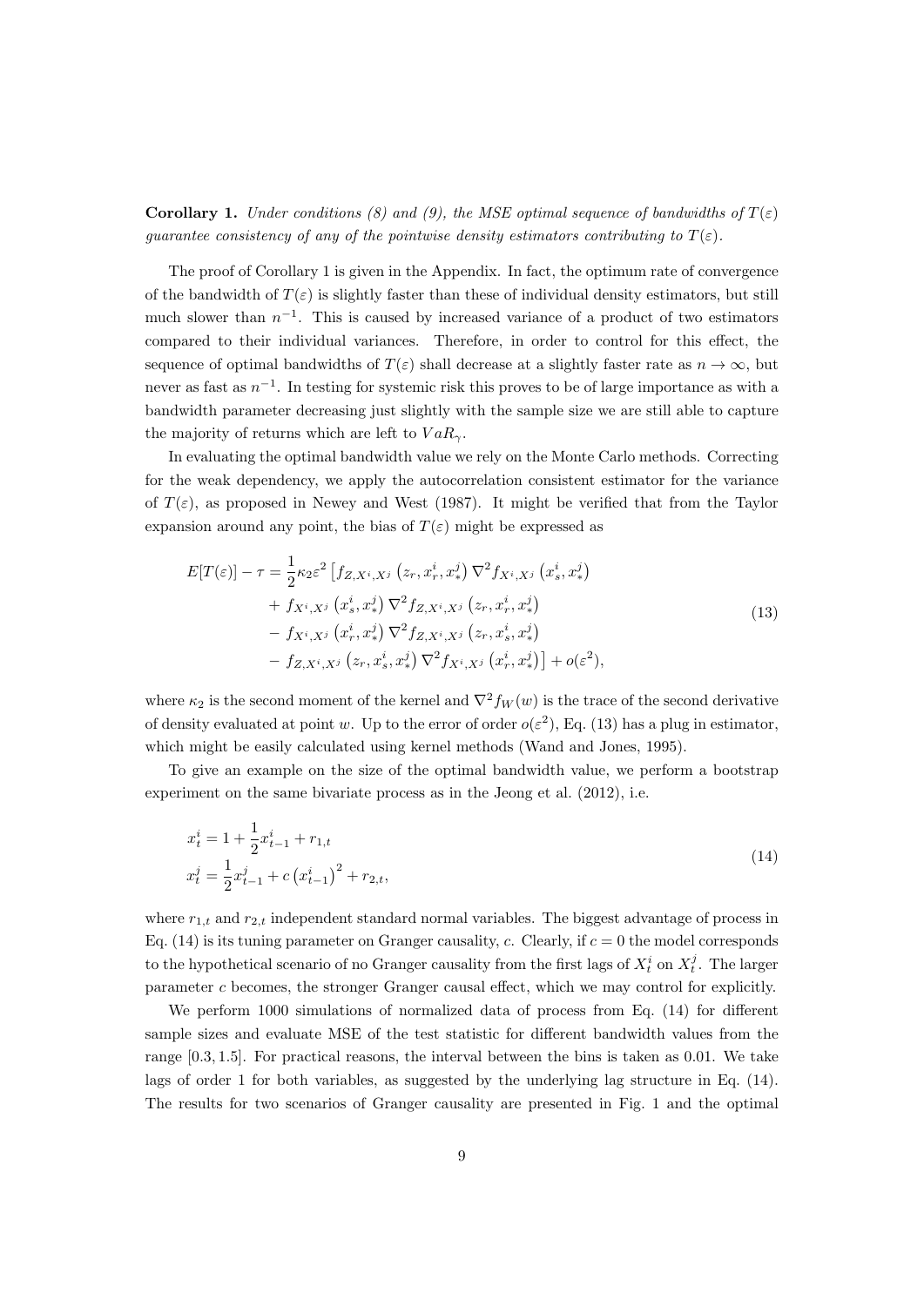**Corollary 1.** *Under conditions (8) and (9), the MSE optimal sequence of bandwidths of $T(\varepsilon)$ guarantee consistency of any of the pointwise density estimators contributing to $T(\varepsilon)$.*

The proof of Corollary 1 is given in the Appendix. In fact, the optimum rate of convergence of the bandwidth of $T(\varepsilon)$ is slightly faster than these of individual density estimators, but still much slower than $n^{-1}$. This is caused by increased variance of a product of two estimators compared to their individual variances. Therefore, in order to control for this effect, the sequence of optimal bandwidths of $T(\varepsilon)$ shall decrease at a slightly faster rate as $n \to \infty$, but never as fast as $n^{-1}$. In testing for systemic risk this proves to be of large importance as with a bandwidth parameter decreasing just slightly with the sample size we are still able to capture the majority of returns which are left to $VaR_\gamma$.

In evaluating the optimal bandwidth value we rely on the Monte Carlo methods. Correcting for the weak dependency, we apply the autocorrelation consistent estimator for the variance of $T(\varepsilon)$, as proposed in Newey and West (1987). It might be verified that from the Taylor expansion around any point, the bias of $T(\varepsilon)$ might be expressed as

$$
\begin{aligned}
E[T(\varepsilon)] - \tau = \frac{1}{2}\kappa_2\varepsilon^2 \big[ & f_{Z,X^i,X^j}\left(z_r, x_r^i, x_*^j\right) \nabla^2 f_{X^i,X^j}\left(x_s^i, x_*^j\right) \\
& + f_{X^i,X^j}\left(x_s^i, x_*^j\right) \nabla^2 f_{Z,X^i,X^j}\left(z_r, x_r^i, x_*^j\right) \\
& - f_{X^i,X^j}\left(x_r^i, x_*^j\right) \nabla^2 f_{Z,X^i,X^j}\left(z_r, x_s^i, x_*^j\right) \\
& - f_{Z,X^i,X^j}\left(z_r, x_s^i, x_*^j\right) \nabla^2 f_{X^i,X^j}\left(x_r^i, x_*^j\right) \big] + o(\varepsilon^2),
\end{aligned} \tag{13}
$$

where $\kappa_2$ is the second moment of the kernel and $\nabla^2 f_W(w)$ is the trace of the second derivative of density evaluated at point $w$. Up to the error of order $o(\varepsilon^2)$, Eq. (13) has a plug in estimator, which might be easily calculated using kernel methods (Wand and Jones, 1995).

To give an example on the size of the optimal bandwidth value, we perform a bootstrap experiment on the same bivariate process as in the Jeong et al. (2012), i.e.

$$
\begin{aligned}
x_t^i &= 1 + \frac{1}{2}x_{t-1}^i + r_{1,t} \\
x_t^j &= \frac{1}{2}x_{t-1}^j + c\left(x_{t-1}^i\right)^2 + r_{2,t},
\end{aligned} \tag{14}
$$

where $r_{1,t}$ and $r_{2,t}$ independent standard normal variables. The biggest advantage of process in Eq. (14) is its tuning parameter on Granger causality, $c$. Clearly, if $c = 0$ the model corresponds to the hypothetical scenario of no Granger causality from the first lags of $X_t^i$ on $X_t^j$. The larger parameter $c$ becomes, the stronger Granger causal effect, which we may control for explicitly.

We perform 1000 simulations of normalized data of process from Eq. (14) for different sample sizes and evaluate MSE of the test statistic for different bandwidth values from the range $[0.3, 1.5]$. For practical reasons, the interval between the bins is taken as 0.01. We take lags of order 1 for both variables, as suggested by the underlying lag structure in Eq. (14). The results for two scenarios of Granger causality are presented in Fig. 1 and the optimal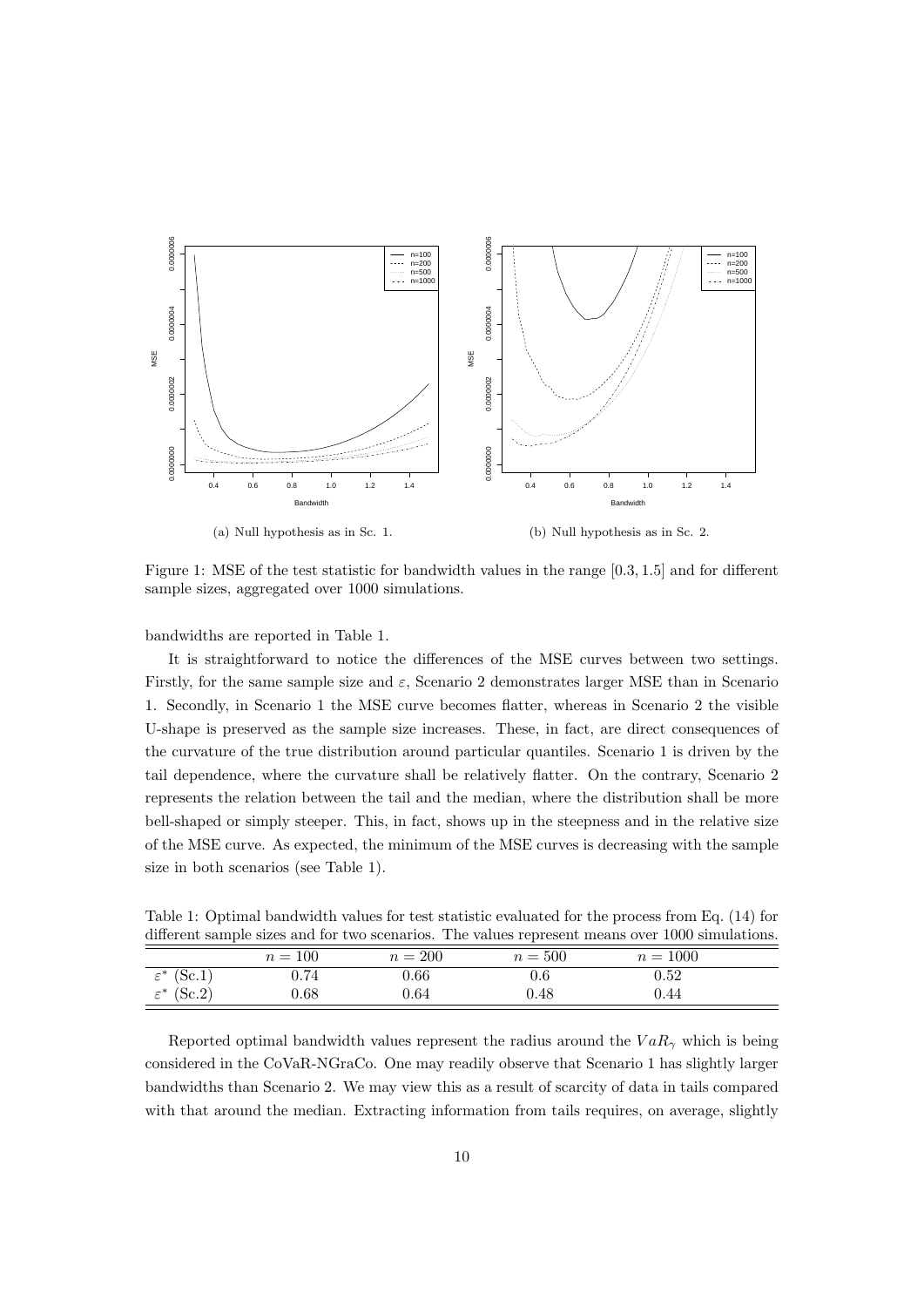(a) Null hypothesis as in Sc. 1.

(b) Null hypothesis as in Sc. 2.

Figure 1: MSE of the test statistic for bandwidth values in the range $[0.3, 1.5]$ and for different sample sizes, aggregated over 1000 simulations.

bandwidths are reported in Table 1.

It is straightforward to notice the differences of the MSE curves between two settings. Firstly, for the same sample size and $\varepsilon$, Scenario 2 demonstrates larger MSE than in Scenario 1. Secondly, in Scenario 1 the MSE curve becomes flatter, whereas in Scenario 2 the visible U-shape is preserved as the sample size increases. These, in fact, are direct consequences of the curvature of the true distribution around particular quantiles. Scenario 1 is driven by the tail dependence, where the curvature shall be relatively flatter. On the contrary, Scenario 2 represents the relation between the tail and the median, where the distribution shall be more bell-shaped or simply steeper. This, in fact, shows up in the steepness and in the relative size of the MSE curve. As expected, the minimum of the MSE curves is decreasing with the sample size in both scenarios (see Table 1).

Table 1: Optimal bandwidth values for test statistic evaluated for the process from Eq. (14) for different sample sizes and for two scenarios. The values represent means over 1000 simulations.

| | $n = 100$ | $n = 200$ | $n = 500$ | $n = 1000$ |
|---|---|---|---|---|
| $\varepsilon^*$ (Sc.1) | 0.74 | 0.66 | 0.6 | 0.52 |
| $\varepsilon^*$ (Sc.2) | 0.68 | 0.64 | 0.48 | 0.44 |

Reported optimal bandwidth values represent the radius around the $VaR_\gamma$ which is being considered in the CoVaR-NGraCo. One may readily observe that Scenario 1 has slightly larger bandwidths than Scenario 2. We may view this as a result of scarcity of data in tails compared with that around the median. Extracting information from tails requires, on average, slightly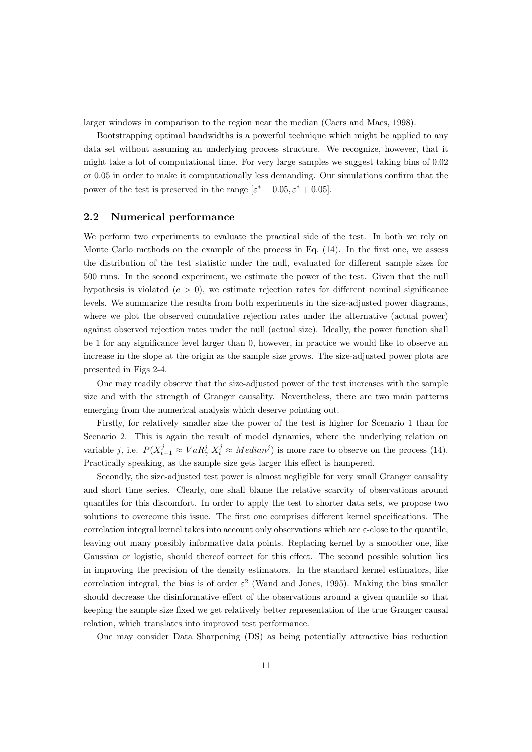larger windows in comparison to the region near the median (Caers and Maes, 1998).

Bootstrapping optimal bandwidths is a powerful technique which might be applied to any data set without assuming an underlying process structure. We recognize, however, that it might take a lot of computational time. For very large samples we suggest taking bins of 0.02 or 0.05 in order to make it computationally less demanding. Our simulations confirm that the power of the test is preserved in the range $[\varepsilon^* - 0.05, \varepsilon^* + 0.05]$.

## 2.2 Numerical performance

We perform two experiments to evaluate the practical side of the test. In both we rely on Monte Carlo methods on the example of the process in Eq. (14). In the first one, we assess the distribution of the test statistic under the null, evaluated for different sample sizes for 500 runs. In the second experiment, we estimate the power of the test. Given that the null hypothesis is violated ($c > 0$), we estimate rejection rates for different nominal significance levels. We summarize the results from both experiments in the size-adjusted power diagrams, where we plot the observed cumulative rejection rates under the alternative (actual power) against observed rejection rates under the null (actual size). Ideally, the power function shall be 1 for any significance level larger than 0, however, in practice we would like to observe an increase in the slope at the origin as the sample size grows. The size-adjusted power plots are presented in Figs 2-4.

One may readily observe that the size-adjusted power of the test increases with the sample size and with the strength of Granger causality. Nevertheless, there are two main patterns emerging from the numerical analysis which deserve pointing out.

Firstly, for relatively smaller size the power of the test is higher for Scenario 1 than for Scenario 2. This is again the result of model dynamics, where the underlying relation on variable $j$, i.e. $P(X^j_{t+1} \approx VaR^j_\gamma | X^j_t \approx Median^j)$ is more rare to observe on the process (14). Practically speaking, as the sample size gets larger this effect is hampered.

Secondly, the size-adjusted test power is almost negligible for very small Granger causality and short time series. Clearly, one shall blame the relative scarcity of observations around quantiles for this discomfort. In order to apply the test to shorter data sets, we propose two solutions to overcome this issue. The first one comprises different kernel specifications. The correlation integral kernel takes into account only observations which are $\varepsilon$-close to the quantile, leaving out many possibly informative data points. Replacing kernel by a smoother one, like Gaussian or logistic, should thereof correct for this effect. The second possible solution lies in improving the precision of the density estimators. In the standard kernel estimators, like correlation integral, the bias is of order $\varepsilon^2$ (Wand and Jones, 1995). Making the bias smaller should decrease the disinformative effect of the observations around a given quantile so that keeping the sample size fixed we get relatively better representation of the true Granger causal relation, which translates into improved test performance.

One may consider Data Sharpening (DS) as being potentially attractive bias reduction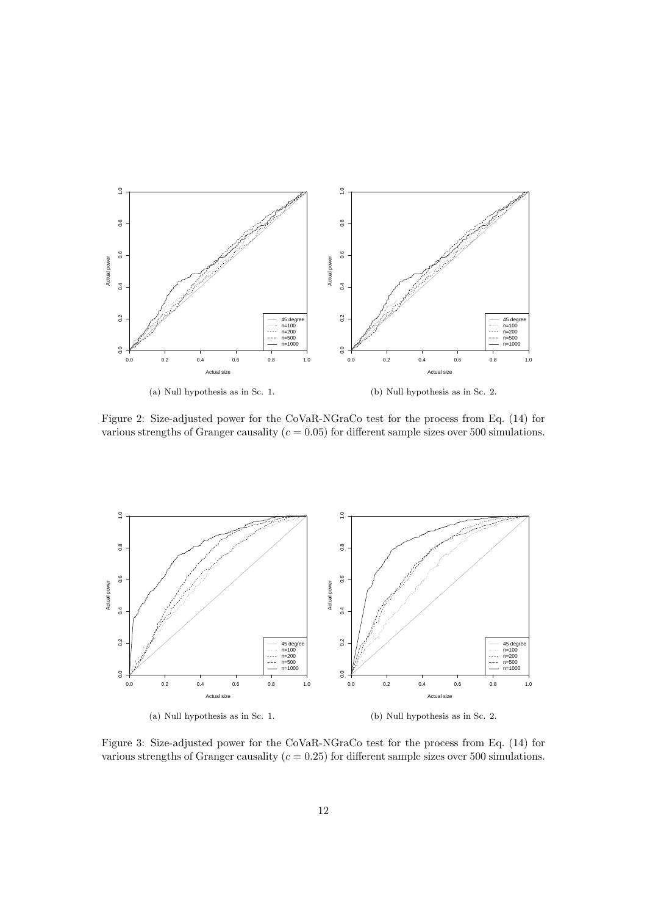(a) Null hypothesis as in Sc. 1.

(b) Null hypothesis as in Sc. 2.

Figure 2: Size-adjusted power for the CoVaR-NGraCo test for the process from Eq. (14) for various strengths of Granger causality ($c = 0.05$) for different sample sizes over 500 simulations.

(a) Null hypothesis as in Sc. 1.

(b) Null hypothesis as in Sc. 2.

Figure 3: Size-adjusted power for the CoVaR-NGraCo test for the process from Eq. (14) for various strengths of Granger causality ($c = 0.25$) for different sample sizes over 500 simulations.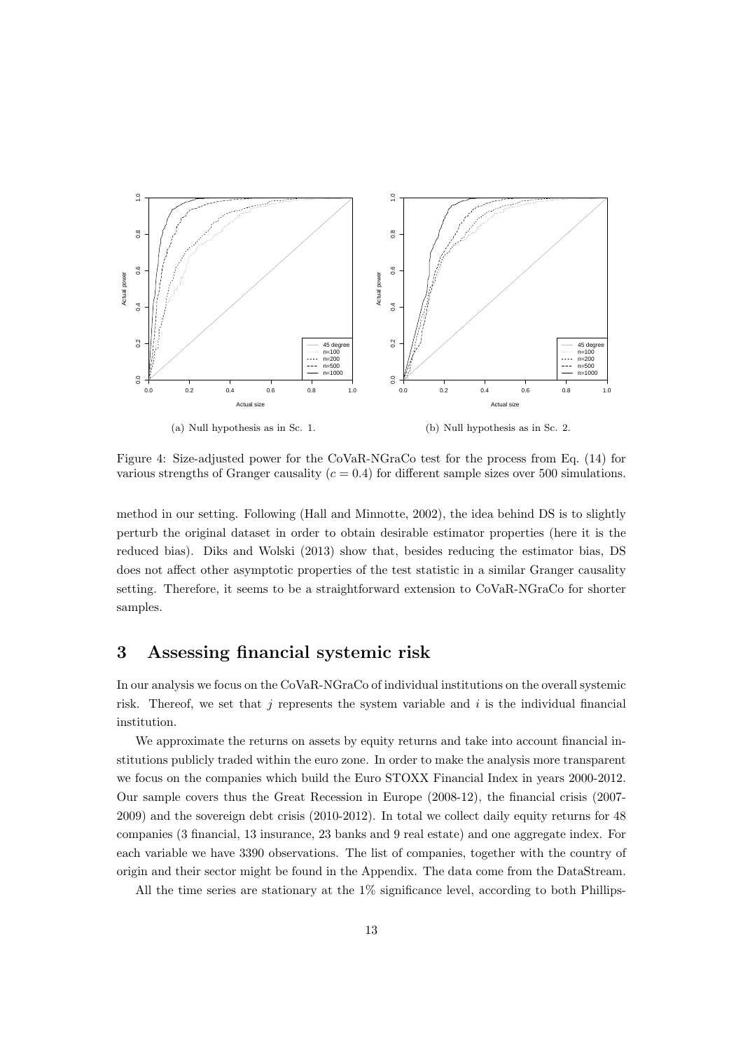(a) Null hypothesis as in Sc. 1.

(b) Null hypothesis as in Sc. 2.

Figure 4: Size-adjusted power for the CoVaR-NGraCo test for the process from Eq. (14) for various strengths of Granger causality ($c = 0.4$) for different sample sizes over 500 simulations.

method in our setting. Following (Hall and Minnotte, 2002), the idea behind DS is to slightly perturb the original dataset in order to obtain desirable estimator properties (here it is the reduced bias). Diks and Wolski (2013) show that, besides reducing the estimator bias, DS does not affect other asymptotic properties of the test statistic in a similar Granger causality setting. Therefore, it seems to be a straightforward extension to CoVaR-NGraCo for shorter samples.

# 3 Assessing financial systemic risk

In our analysis we focus on the CoVaR-NGraCo of individual institutions on the overall systemic risk. Thereof, we set that $j$ represents the system variable and $i$ is the individual financial institution.

We approximate the returns on assets by equity returns and take into account financial institutions publicly traded within the euro zone. In order to make the analysis more transparent we focus on the companies which build the Euro STOXX Financial Index in years 2000-2012. Our sample covers thus the Great Recession in Europe (2008-12), the financial crisis (2007-2009) and the sovereign debt crisis (2010-2012). In total we collect daily equity returns for 48 companies (3 financial, 13 insurance, 23 banks and 9 real estate) and one aggregate index. For each variable we have 3390 observations. The list of companies, together with the country of origin and their sector might be found in the Appendix. The data come from the DataStream.

All the time series are stationary at the 1% significance level, according to both Phillips-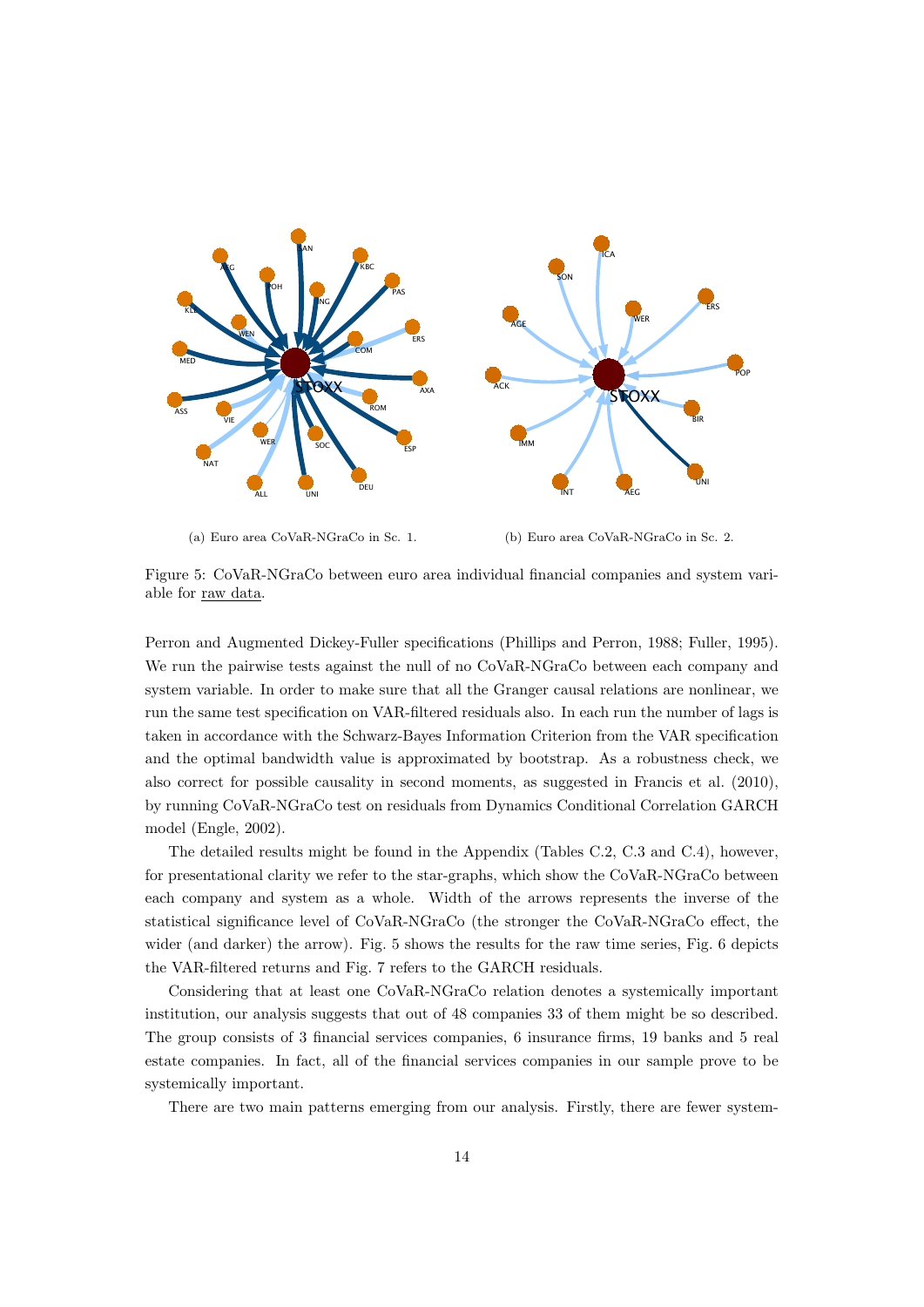(a) Euro area CoVaR-NGraCo in Sc. 1.

(b) Euro area CoVaR-NGraCo in Sc. 2.

Figure 5: CoVaR-NGraCo between euro area individual financial companies and system variable for raw data.

Perron and Augmented Dickey-Fuller specifications (Phillips and Perron, 1988; Fuller, 1995). We run the pairwise tests against the null of no CoVaR-NGraCo between each company and system variable. In order to make sure that all the Granger causal relations are nonlinear, we run the same test specification on VAR-filtered residuals also. In each run the number of lags is taken in accordance with the Schwarz-Bayes Information Criterion from the VAR specification and the optimal bandwidth value is approximated by bootstrap. As a robustness check, we also correct for possible causality in second moments, as suggested in Francis et al. (2010), by running CoVaR-NGraCo test on residuals from Dynamics Conditional Correlation GARCH model (Engle, 2002).

The detailed results might be found in the Appendix (Tables C.2, C.3 and C.4), however, for presentational clarity we refer to the star-graphs, which show the CoVaR-NGraCo between each company and system as a whole. Width of the arrows represents the inverse of the statistical significance level of CoVaR-NGraCo (the stronger the CoVaR-NGraCo effect, the wider (and darker) the arrow). Fig. 5 shows the results for the raw time series, Fig. 6 depicts the VAR-filtered returns and Fig. 7 refers to the GARCH residuals.

Considering that at least one CoVaR-NGraCo relation denotes a systemically important institution, our analysis suggests that out of 48 companies 33 of them might be so described. The group consists of 3 financial services companies, 6 insurance firms, 19 banks and 5 real estate companies. In fact, all of the financial services companies in our sample prove to be systemically important.

There are two main patterns emerging from our analysis. Firstly, there are fewer system-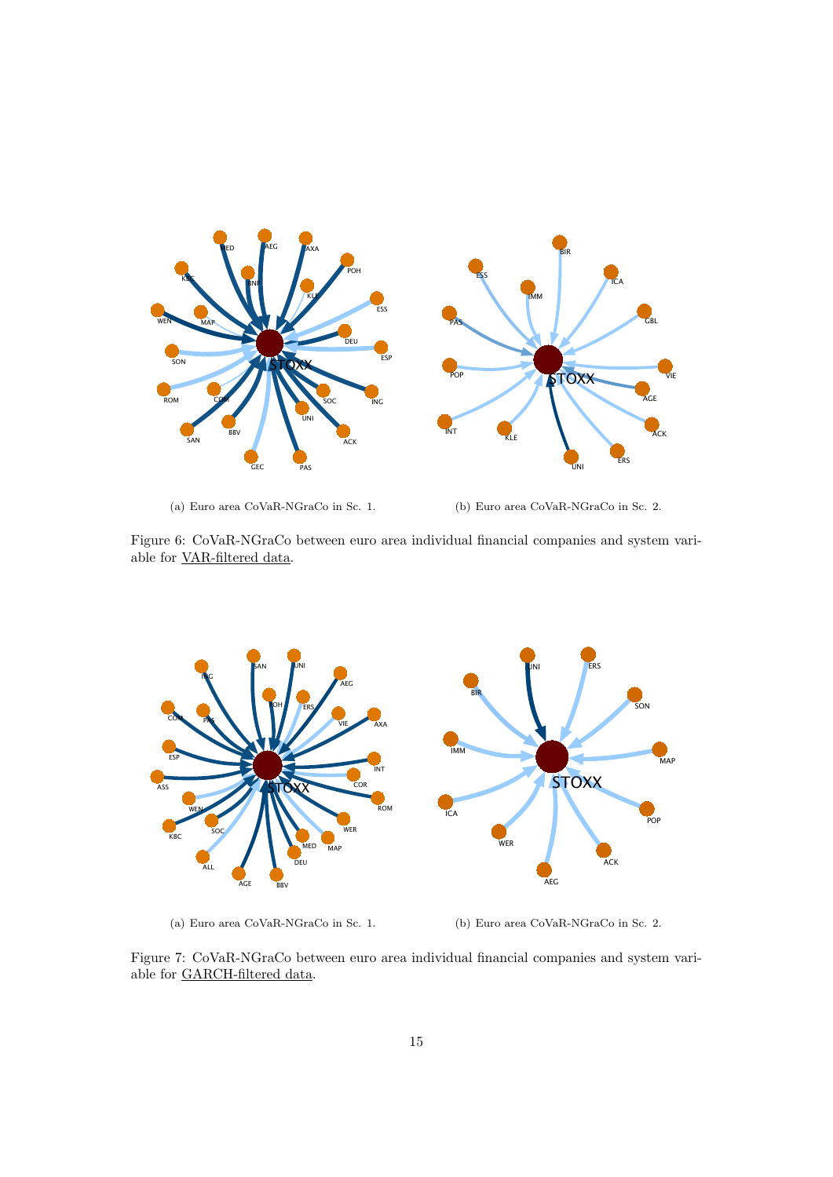(a) Euro area CoVaR-NGraCo in Sc. 1.

(b) Euro area CoVaR-NGraCo in Sc. 2.

Figure 6: CoVaR-NGraCo between euro area individual financial companies and system variable for VAR-filtered data.

(a) Euro area CoVaR-NGraCo in Sc. 1.

(b) Euro area CoVaR-NGraCo in Sc. 2.

Figure 7: CoVaR-NGraCo between euro area individual financial companies and system variable for GARCH-filtered data.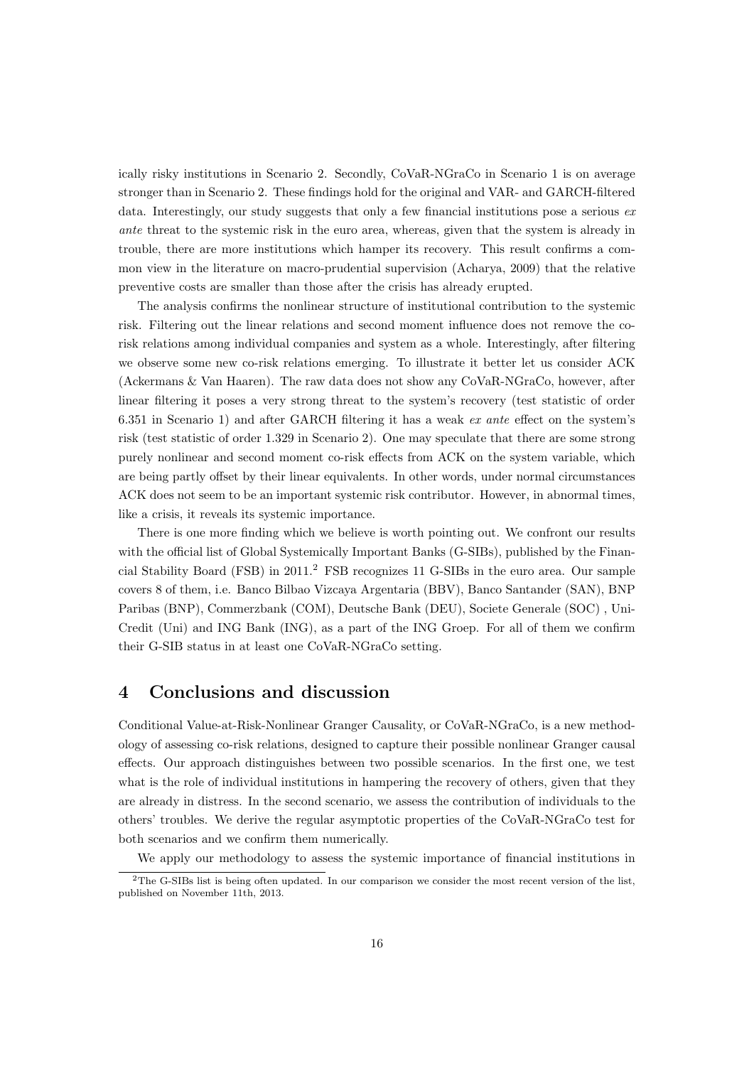ically risky institutions in Scenario 2. Secondly, CoVaR-NGraCo in Scenario 1 is on average stronger than in Scenario 2. These findings hold for the original and VAR- and GARCH-filtered data. Interestingly, our study suggests that only a few financial institutions pose a serious *ex ante* threat to the systemic risk in the euro area, whereas, given that the system is already in trouble, there are more institutions which hamper its recovery. This result confirms a common view in the literature on macro-prudential supervision (Acharya, 2009) that the relative preventive costs are smaller than those after the crisis has already erupted.

The analysis confirms the nonlinear structure of institutional contribution to the systemic risk. Filtering out the linear relations and second moment influence does not remove the co-risk relations among individual companies and system as a whole. Interestingly, after filtering we observe some new co-risk relations emerging. To illustrate it better let us consider ACK (Ackermans & Van Haaren). The raw data does not show any CoVaR-NGraCo, however, after linear filtering it poses a very strong threat to the system's recovery (test statistic of order 6.351 in Scenario 1) and after GARCH filtering it has a weak *ex ante* effect on the system's risk (test statistic of order 1.329 in Scenario 2). One may speculate that there are some strong purely nonlinear and second moment co-risk effects from ACK on the system variable, which are being partly offset by their linear equivalents. In other words, under normal circumstances ACK does not seem to be an important systemic risk contributor. However, in abnormal times, like a crisis, it reveals its systemic importance.

There is one more finding which we believe is worth pointing out. We confront our results with the official list of Global Systemically Important Banks (G-SIBs), published by the Financial Stability Board (FSB) in 2011.[2] FSB recognizes 11 G-SIBs in the euro area. Our sample covers 8 of them, i.e. Banco Bilbao Vizcaya Argentaria (BBV), Banco Santander (SAN), BNP Paribas (BNP), Commerzbank (COM), Deutsche Bank (DEU), Societe Generale (SOC) , UniCredit (Uni) and ING Bank (ING), as a part of the ING Groep. For all of them we confirm their G-SIB status in at least one CoVaR-NGraCo setting.

# 4 Conclusions and discussion

Conditional Value-at-Risk-Nonlinear Granger Causality, or CoVaR-NGraCo, is a new methodology of assessing co-risk relations, designed to capture their possible nonlinear Granger causal effects. Our approach distinguishes between two possible scenarios. In the first one, we test what is the role of individual institutions in hampering the recovery of others, given that they are already in distress. In the second scenario, we assess the contribution of individuals to the others' troubles. We derive the regular asymptotic properties of the CoVaR-NGraCo test for both scenarios and we confirm them numerically.

We apply our methodology to assess the systemic importance of financial institutions in

[2] The G-SIBs list is being often updated. In our comparison we consider the most recent version of the list, published on November 11th, 2013.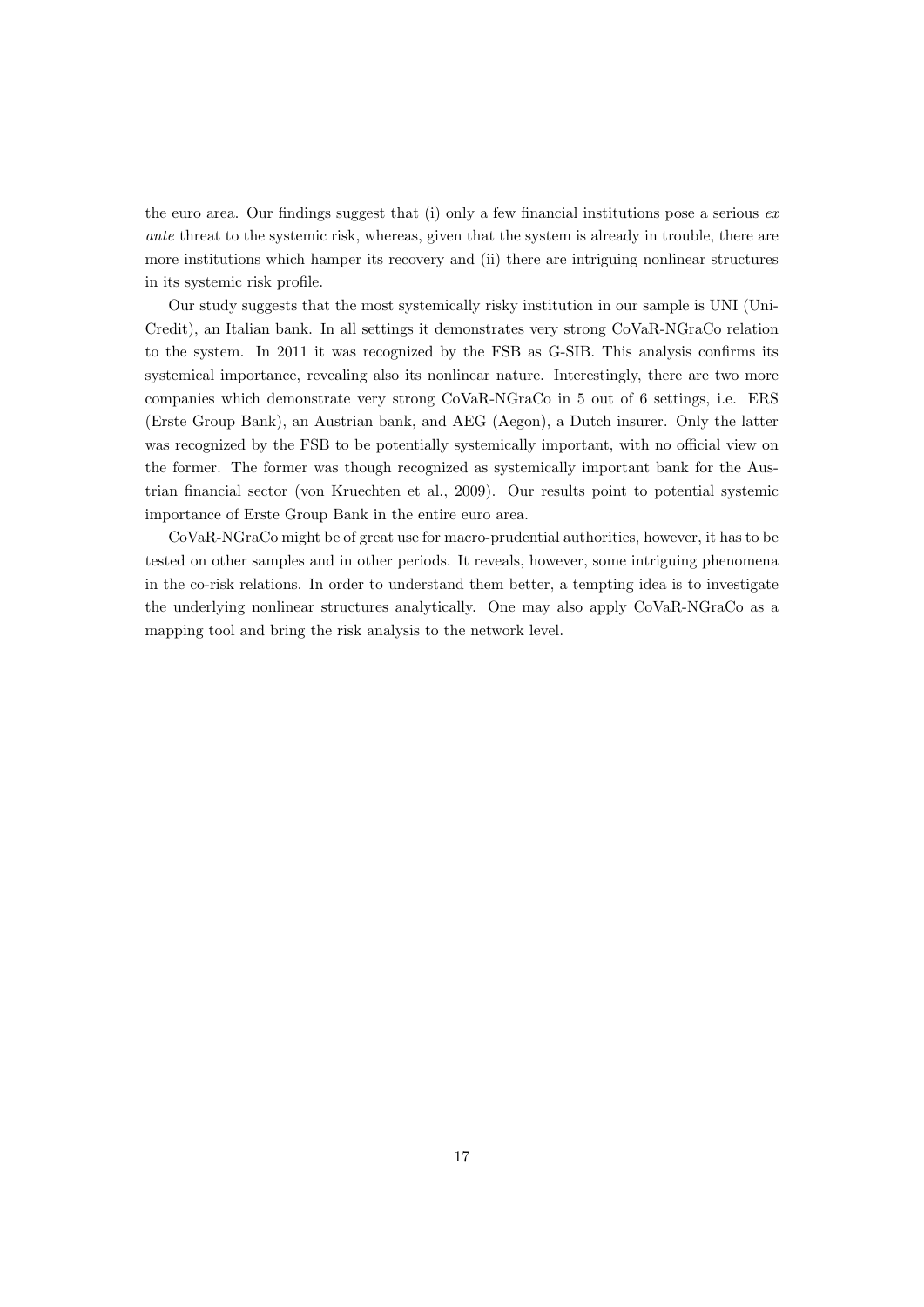the euro area. Our findings suggest that (i) only a few financial institutions pose a serious *ex ante* threat to the systemic risk, whereas, given that the system is already in trouble, there are more institutions which hamper its recovery and (ii) there are intriguing nonlinear structures in its systemic risk profile.

Our study suggests that the most systemically risky institution in our sample is UNI (UniCredit), an Italian bank. In all settings it demonstrates very strong CoVaR-NGraCo relation to the system. In 2011 it was recognized by the FSB as G-SIB. This analysis confirms its systemical importance, revealing also its nonlinear nature. Interestingly, there are two more companies which demonstrate very strong CoVaR-NGraCo in 5 out of 6 settings, i.e. ERS (Erste Group Bank), an Austrian bank, and AEG (Aegon), a Dutch insurer. Only the latter was recognized by the FSB to be potentially systemically important, with no official view on the former. The former was though recognized as systemically important bank for the Austrian financial sector (von Kruechten et al., 2009). Our results point to potential systemic importance of Erste Group Bank in the entire euro area.

CoVaR-NGraCo might be of great use for macro-prudential authorities, however, it has to be tested on other samples and in other periods. It reveals, however, some intriguing phenomena in the co-risk relations. In order to understand them better, a tempting idea is to investigate the underlying nonlinear structures analytically. One may also apply CoVaR-NGraCo as a mapping tool and bring the risk analysis to the network level.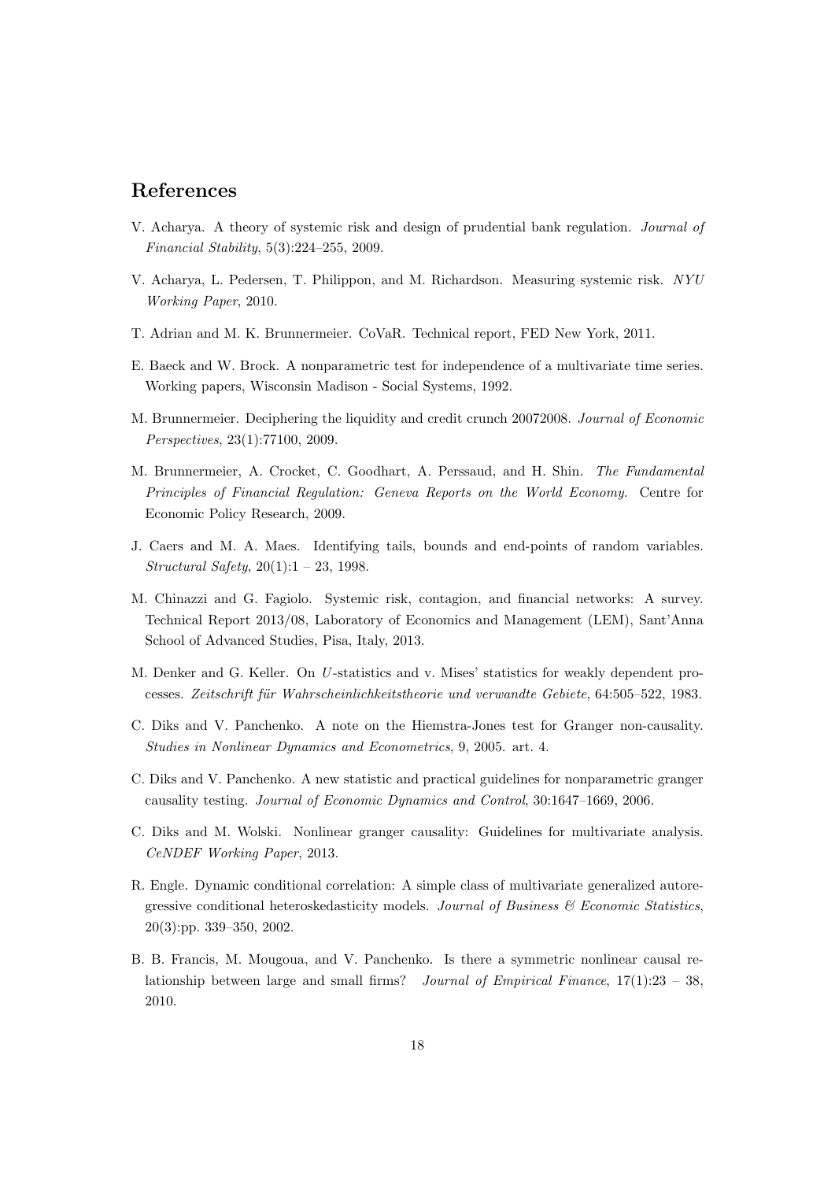## References

V. Acharya. A theory of systemic risk and design of prudential bank regulation. *Journal of Financial Stability*, 5(3):224–255, 2009.

V. Acharya, L. Pedersen, T. Philippon, and M. Richardson. Measuring systemic risk. *NYU Working Paper*, 2010.

T. Adrian and M. K. Brunnermeier. CoVaR. Technical report, FED New York, 2011.

E. Baeck and W. Brock. A nonparametric test for independence of a multivariate time series. Working papers, Wisconsin Madison - Social Systems, 1992.

M. Brunnermeier. Deciphering the liquidity and credit crunch 20072008. *Journal of Economic Perspectives*, 23(1):77100, 2009.

M. Brunnermeier, A. Crocket, C. Goodhart, A. Perssaud, and H. Shin. *The Fundamental Principles of Financial Regulation: Geneva Reports on the World Economy*. Centre for Economic Policy Research, 2009.

J. Caers and M. A. Maes. Identifying tails, bounds and end-points of random variables. *Structural Safety*, 20(1):1 – 23, 1998.

M. Chinazzi and G. Fagiolo. Systemic risk, contagion, and financial networks: A survey. Technical Report 2013/08, Laboratory of Economics and Management (LEM), Sant'Anna School of Advanced Studies, Pisa, Italy, 2013.

M. Denker and G. Keller. On $U$-statistics and v. Mises' statistics for weakly dependent processes. *Zeitschrift für Wahrscheinlichkeitstheorie und verwandte Gebiete*, 64:505–522, 1983.

C. Diks and V. Panchenko. A note on the Hiemstra-Jones test for Granger non-causality. *Studies in Nonlinear Dynamics and Econometrics*, 9, 2005. art. 4.

C. Diks and V. Panchenko. A new statistic and practical guidelines for nonparametric granger causality testing. *Journal of Economic Dynamics and Control*, 30:1647–1669, 2006.

C. Diks and M. Wolski. Nonlinear granger causality: Guidelines for multivariate analysis. *CeNDEF Working Paper*, 2013.

R. Engle. Dynamic conditional correlation: A simple class of multivariate generalized autoregressive conditional heteroskedasticity models. *Journal of Business & Economic Statistics*, 20(3):pp. 339–350, 2002.

B. B. Francis, M. Mougoua, and V. Panchenko. Is there a symmetric nonlinear causal relationship between large and small firms? *Journal of Empirical Finance*, 17(1):23 – 38, 2010.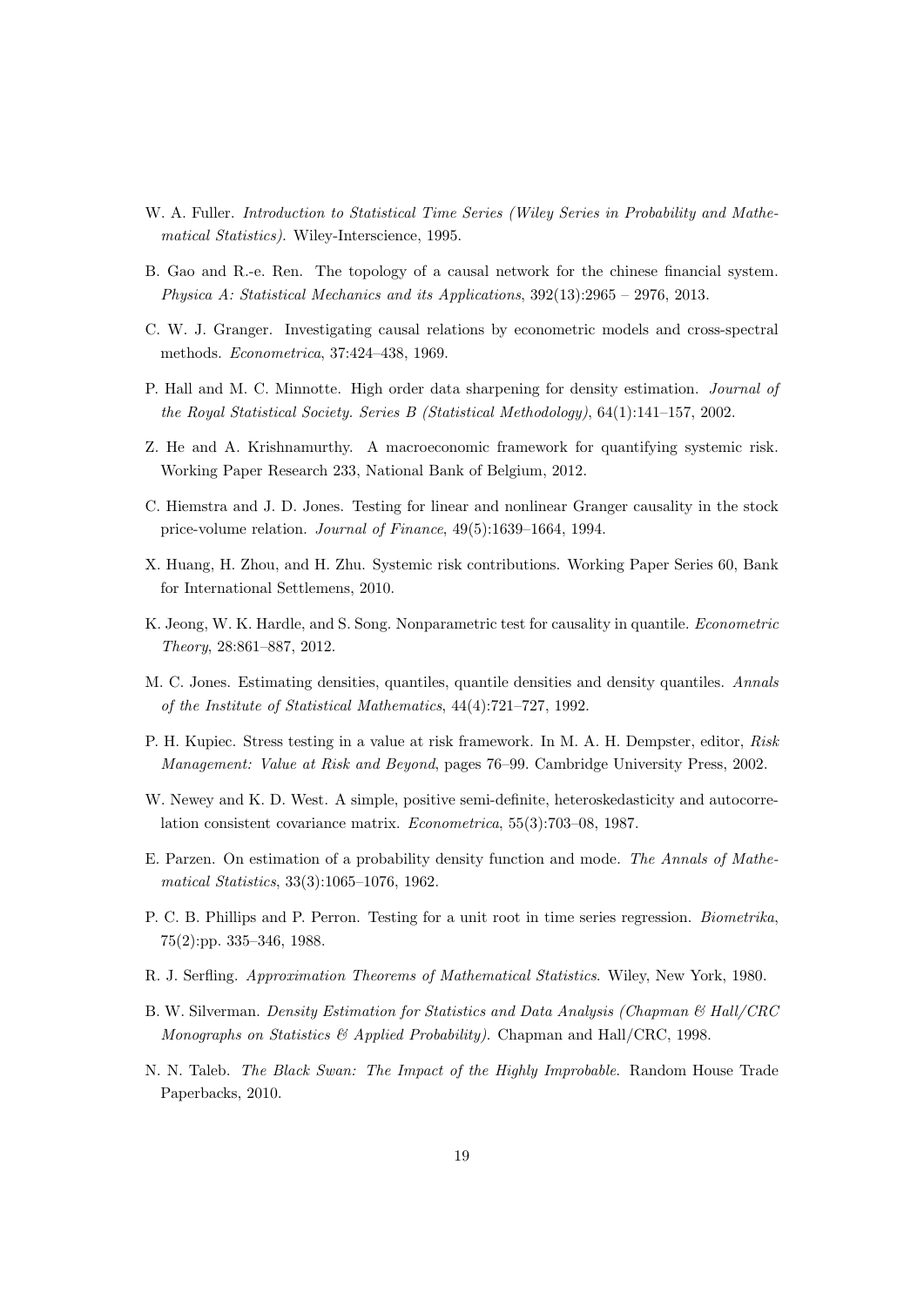W. A. Fuller. *Introduction to Statistical Time Series (Wiley Series in Probability and Mathematical Statistics)*. Wiley-Interscience, 1995.

B. Gao and R.-e. Ren. The topology of a causal network for the chinese financial system. *Physica A: Statistical Mechanics and its Applications*, 392(13):2965 – 2976, 2013.

C. W. J. Granger. Investigating causal relations by econometric models and cross-spectral methods. *Econometrica*, 37:424–438, 1969.

P. Hall and M. C. Minnotte. High order data sharpening for density estimation. *Journal of the Royal Statistical Society. Series B (Statistical Methodology)*, 64(1):141–157, 2002.

Z. He and A. Krishnamurthy. A macroeconomic framework for quantifying systemic risk. Working Paper Research 233, National Bank of Belgium, 2012.

C. Hiemstra and J. D. Jones. Testing for linear and nonlinear Granger causality in the stock price-volume relation. *Journal of Finance*, 49(5):1639–1664, 1994.

X. Huang, H. Zhou, and H. Zhu. Systemic risk contributions. Working Paper Series 60, Bank for International Settlemens, 2010.

K. Jeong, W. K. Hardle, and S. Song. Nonparametric test for causality in quantile. *Econometric Theory*, 28:861–887, 2012.

M. C. Jones. Estimating densities, quantiles, quantile densities and density quantiles. *Annals of the Institute of Statistical Mathematics*, 44(4):721–727, 1992.

P. H. Kupiec. Stress testing in a value at risk framework. In M. A. H. Dempster, editor, *Risk Management: Value at Risk and Beyond*, pages 76–99. Cambridge University Press, 2002.

W. Newey and K. D. West. A simple, positive semi-definite, heteroskedasticity and autocorrelation consistent covariance matrix. *Econometrica*, 55(3):703–08, 1987.

E. Parzen. On estimation of a probability density function and mode. *The Annals of Mathematical Statistics*, 33(3):1065–1076, 1962.

P. C. B. Phillips and P. Perron. Testing for a unit root in time series regression. *Biometrika*, 75(2):pp. 335–346, 1988.

R. J. Serfling. *Approximation Theorems of Mathematical Statistics*. Wiley, New York, 1980.

B. W. Silverman. *Density Estimation for Statistics and Data Analysis (Chapman & Hall/CRC Monographs on Statistics & Applied Probability)*. Chapman and Hall/CRC, 1998.

N. N. Taleb. *The Black Swan: The Impact of the Highly Improbable*. Random House Trade Paperbacks, 2010.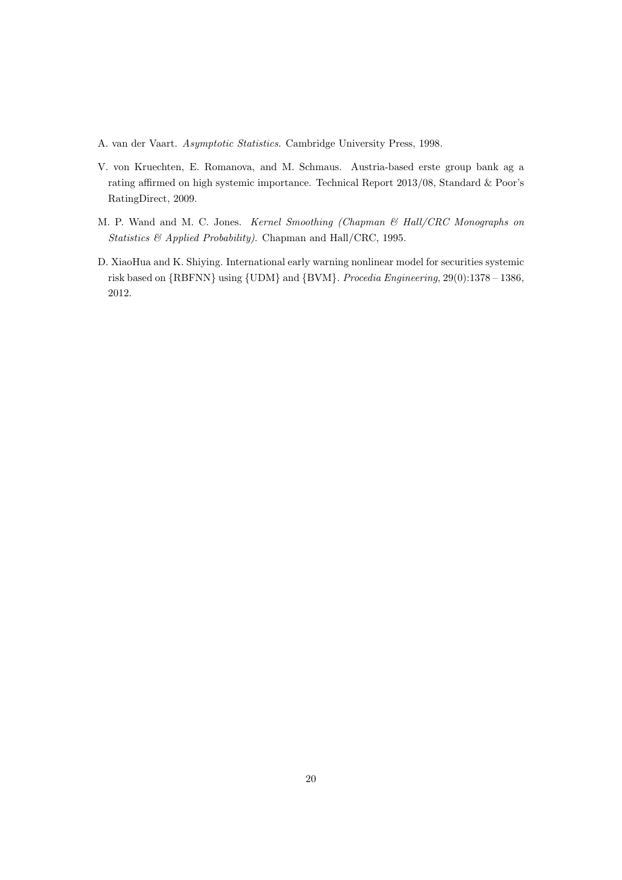A. van der Vaart. *Asymptotic Statistics*. Cambridge University Press, 1998.

V. von Kruechten, E. Romanova, and M. Schmaus. Austria-based erste group bank ag a rating affirmed on high systemic importance. Technical Report 2013/08, Standard & Poor's RatingDirect, 2009.

M. P. Wand and M. C. Jones. *Kernel Smoothing (Chapman & Hall/CRC Monographs on Statistics & Applied Probability)*. Chapman and Hall/CRC, 1995.

D. XiaoHua and K. Shiying. International early warning nonlinear model for securities systemic risk based on {RBFNN} using {UDM} and {BVM}. *Procedia Engineering*, 29(0):1378 – 1386, 2012.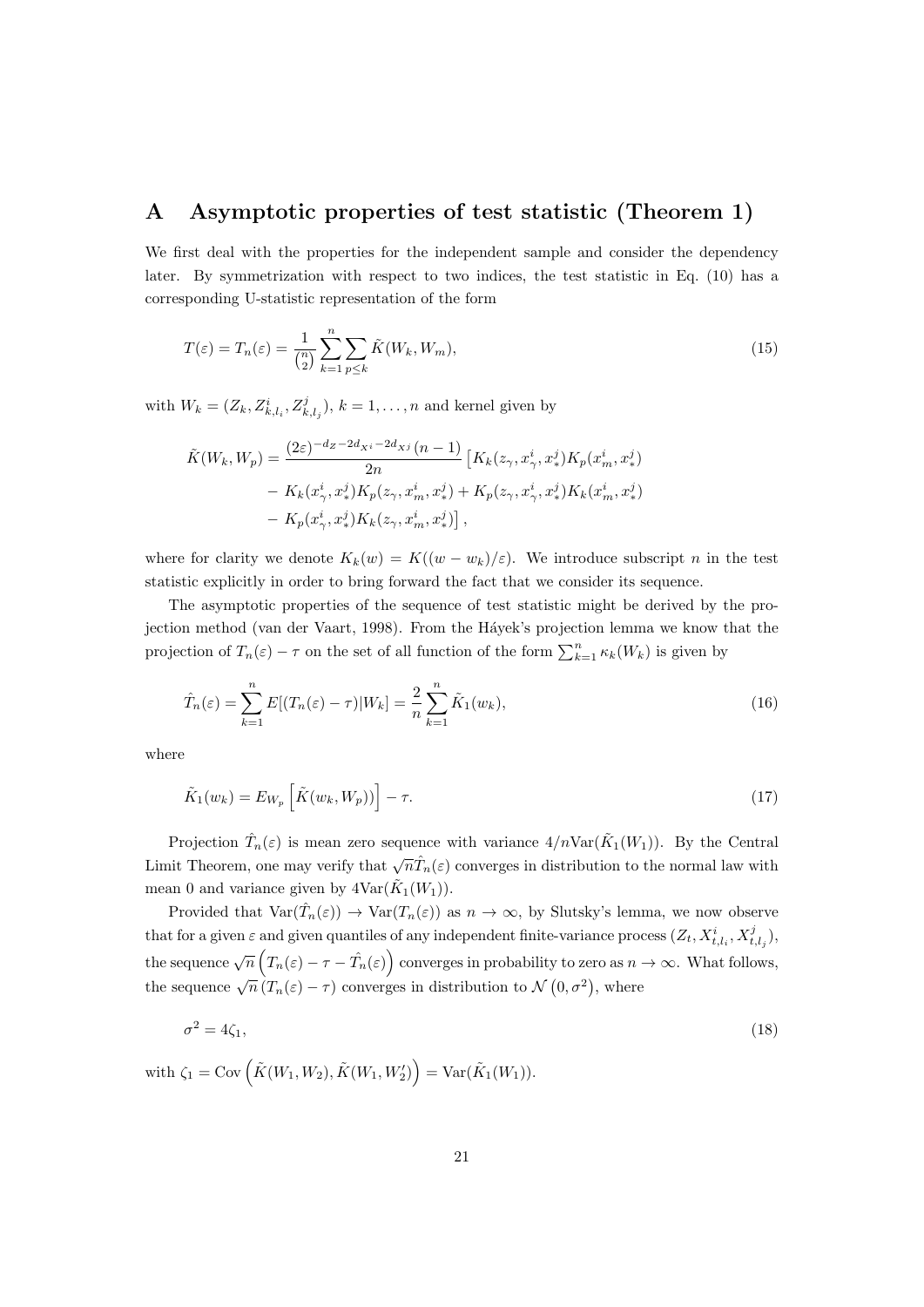# A Asymptotic properties of test statistic (Theorem 1)

We first deal with the properties for the independent sample and consider the dependency later. By symmetrization with respect to two indices, the test statistic in Eq. (10) has a corresponding U-statistic representation of the form

$$
T(\varepsilon) = T_n(\varepsilon) = \frac{1}{\binom{n}{2}} \sum_{k=1}^{n} \sum_{p \leq k} \tilde{K}(W_k, W_m), \tag{15}
$$

with $W_k = (Z_k, Z^i_{k,l_i}, Z^j_{k,l_j})$, $k = 1, \ldots, n$ and kernel given by

$$
\begin{aligned}
\tilde{K}(W_k, W_p) = \frac{(2\varepsilon)^{-d_Z - 2d_{X^i} - 2d_{X^j}}(n-1)}{2n} \big[ & K_k(z_\gamma, x^i_\gamma, x^j_*) K_p(x^i_m, x^j_*) \\
& - K_k(x^i_\gamma, x^j_*) K_p(z_\gamma, x^i_m, x^j_*) + K_p(z_\gamma, x^i_\gamma, x^j_*) K_k(x^i_m, x^j_*) \\
& - K_p(x^i_\gamma, x^j_*) K_k(z_\gamma, x^i_m, x^j_*) \big],
\end{aligned}
$$

where for clarity we denote $K_k(w) = K((w - w_k)/\varepsilon)$. We introduce subscript $n$ in the test statistic explicitly in order to bring forward the fact that we consider its sequence.

The asymptotic properties of the sequence of test statistic might be derived by the projection method (van der Vaart, 1998). From the Háyek's projection lemma we know that the projection of $T_n(\varepsilon) - \tau$ on the set of all function of the form $\sum_{k=1}^{n} \kappa_k(W_k)$ is given by

$$
\hat{T}_n(\varepsilon) = \sum_{k=1}^{n} E[(T_n(\varepsilon) - \tau)|W_k] = \frac{2}{n} \sum_{k=1}^{n} \tilde{K}_1(w_k), \tag{16}
$$

where

$$
\tilde{K}_1(w_k) = E_{W_p}\left[\tilde{K}(w_k, W_p))\right] - \tau. \tag{17}
$$

Projection $\hat{T}_n(\varepsilon)$ is mean zero sequence with variance $4/n\mathrm{Var}(\tilde{K}_1(W_1))$. By the Central Limit Theorem, one may verify that $\sqrt{n}\hat{T}_n(\varepsilon)$ converges in distribution to the normal law with mean 0 and variance given by $4\mathrm{Var}(\tilde{K}_1(W_1))$.

Provided that $\mathrm{Var}(\hat{T}_n(\varepsilon)) \to \mathrm{Var}(T_n(\varepsilon))$ as $n \to \infty$, by Slutsky's lemma, we now observe that for a given $\varepsilon$ and given quantiles of any independent finite-variance process $(Z_t, X^i_{t,l_i}, X^j_{t,l_j})$, the sequence $\sqrt{n}\left(T_n(\varepsilon) - \tau - \hat{T}_n(\varepsilon)\right)$ converges in probability to zero as $n \to \infty$. What follows, the sequence $\sqrt{n}\left(T_n(\varepsilon) - \tau\right)$ converges in distribution to $\mathcal{N}\left(0, \sigma^2\right)$, where

$$
\sigma^2 = 4\zeta_1, \tag{18}
$$

with $\zeta_1 = \mathrm{Cov}\left(\tilde{K}(W_1, W_2), \tilde{K}(W_1, W_2')\right) = \mathrm{Var}(\tilde{K}_1(W_1))$.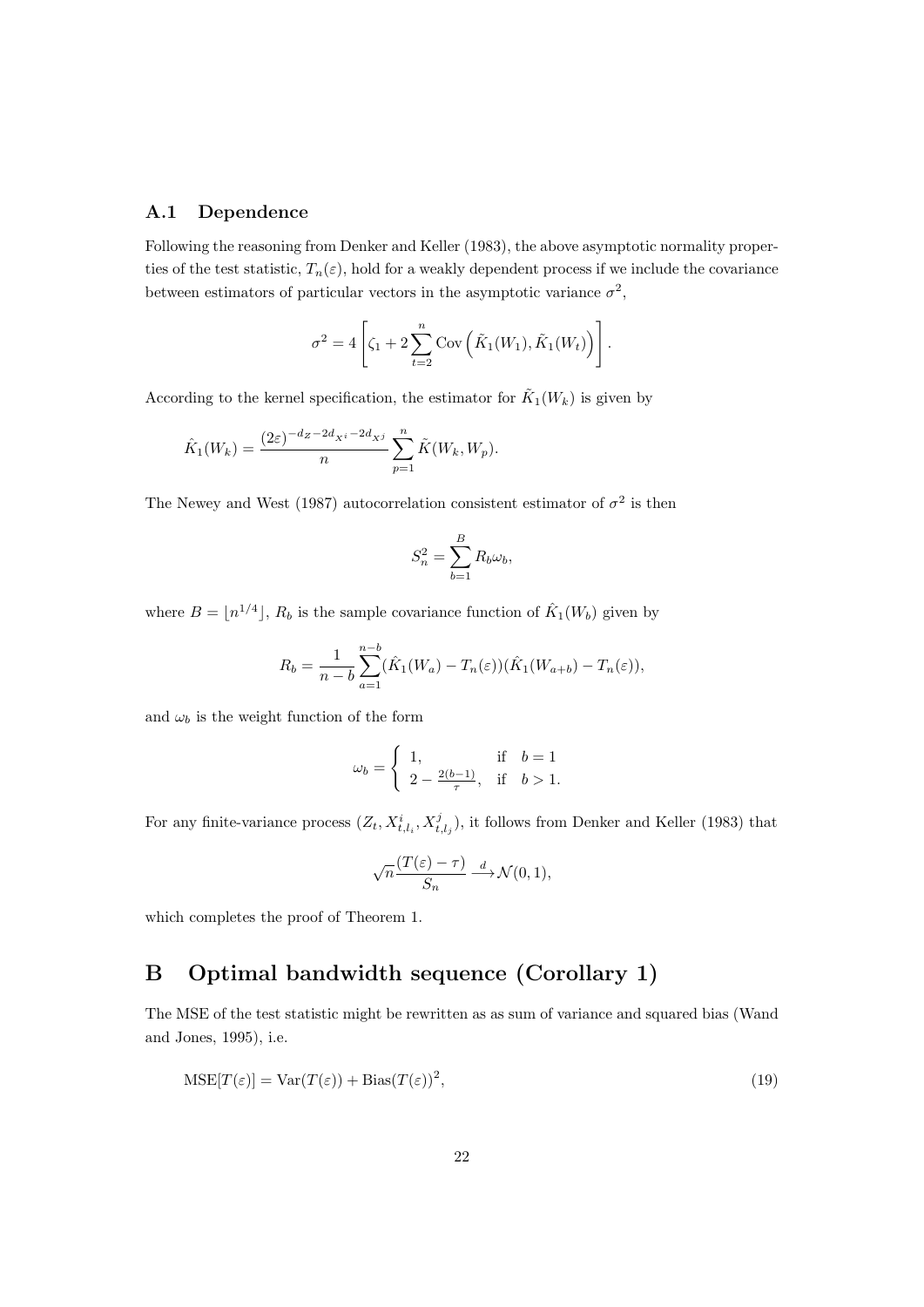### A.1 Dependence

Following the reasoning from Denker and Keller (1983), the above asymptotic normality properties of the test statistic, $T_n(\varepsilon)$, hold for a weakly dependent process if we include the covariance between estimators of particular vectors in the asymptotic variance $\sigma^2$,

$$\sigma^2 = 4\left[\zeta_1 + 2\sum_{t=2}^{n} \text{Cov}\left(\tilde{K}_1(W_1), \tilde{K}_1(W_t)\right)\right].$$

According to the kernel specification, the estimator for $\tilde{K}_1(W_k)$ is given by

$$\hat{K}_1(W_k) = \frac{(2\varepsilon)^{-d_Z - 2d_{X^i} - 2d_{X^j}}}{n} \sum_{p=1}^{n} \tilde{K}(W_k, W_p).$$

The Newey and West (1987) autocorrelation consistent estimator of $\sigma^2$ is then

$$S_n^2 = \sum_{b=1}^{B} R_b \omega_b,$$

where $B = \lfloor n^{1/4} \rfloor$, $R_b$ is the sample covariance function of $\hat{K}_1(W_b)$ given by

$$R_b = \frac{1}{n-b} \sum_{a=1}^{n-b} (\hat{K}_1(W_a) - T_n(\varepsilon))(\hat{K}_1(W_{a+b}) - T_n(\varepsilon)),$$

and $\omega_b$ is the weight function of the form

$$\omega_b = \begin{cases} 1, & \text{if} \quad b = 1 \\ 2 - \frac{2(b-1)}{\tau}, & \text{if} \quad b > 1. \end{cases}$$

For any finite-variance process $(Z_t, X^i_{t,l_i}, X^j_{t,l_j})$, it follows from Denker and Keller (1983) that

$$\sqrt{n}\frac{(T(\varepsilon) - \tau)}{S_n} \xrightarrow{d} \mathcal{N}(0, 1),$$

which completes the proof of Theorem 1.

# B Optimal bandwidth sequence (Corollary 1)

The MSE of the test statistic might be rewritten as as sum of variance and squared bias (Wand and Jones, 1995), i.e.

$$\text{MSE}[T(\varepsilon)] = \text{Var}(T(\varepsilon)) + \text{Bias}(T(\varepsilon))^2, \tag{19}$$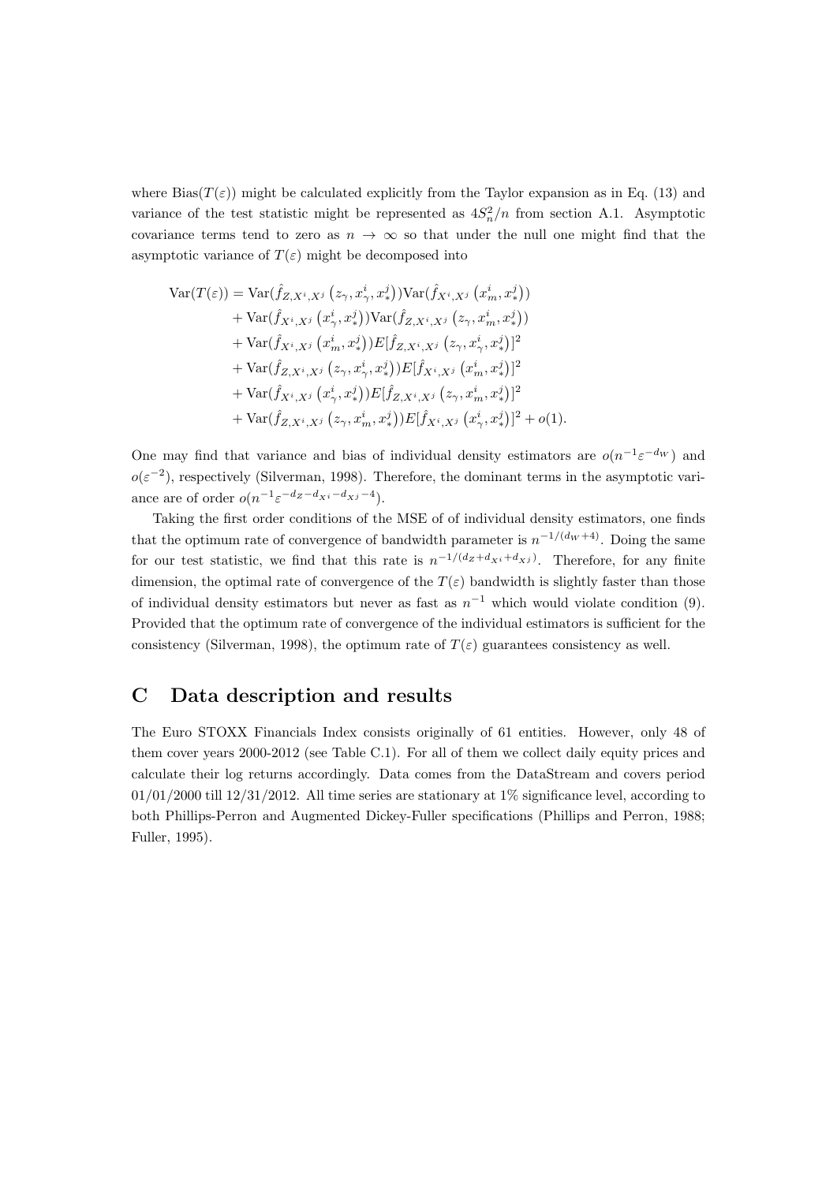where $\text{Bias}(T(\varepsilon))$ might be calculated explicitly from the Taylor expansion as in Eq. (13) and variance of the test statistic might be represented as $4S_n^2/n$ from section A.1. Asymptotic covariance terms tend to zero as $n \to \infty$ so that under the null one might find that the asymptotic variance of $T(\varepsilon)$ might be decomposed into

$$
\begin{aligned}
\text{Var}(T(\varepsilon)) = & \text{Var}(\hat{f}_{Z,X^i,X^j}\left(z_\gamma, x_\gamma^i, x_*^j\right))\text{Var}(\hat{f}_{X^i,X^j}\left(x_m^i, x_*^j\right)) \\
& + \text{Var}(\hat{f}_{X^i,X^j}\left(x_\gamma^i, x_*^j\right))\text{Var}(\hat{f}_{Z,X^i,X^j}\left(z_\gamma, x_m^i, x_*^j\right)) \\
& + \text{Var}(\hat{f}_{X^i,X^j}\left(x_m^i, x_*^j\right))E[\hat{f}_{Z,X^i,X^j}\left(z_\gamma, x_\gamma^i, x_*^j\right)]^2 \\
& + \text{Var}(\hat{f}_{Z,X^i,X^j}\left(z_\gamma, x_\gamma^i, x_*^j\right))E[\hat{f}_{X^i,X^j}\left(x_m^i, x_*^j\right)]^2 \\
& + \text{Var}(\hat{f}_{X^i,X^j}\left(x_\gamma^i, x_*^j\right))E[\hat{f}_{Z,X^i,X^j}\left(z_\gamma, x_m^i, x_*^j\right)]^2 \\
& + \text{Var}(\hat{f}_{Z,X^i,X^j}\left(z_\gamma, x_m^i, x_*^j\right))E[\hat{f}_{X^i,X^j}\left(x_\gamma^i, x_*^j\right)]^2 + o(1).
\end{aligned}
$$

One may find that variance and bias of individual density estimators are $o(n^{-1}\varepsilon^{-d_W})$ and $o(\varepsilon^{-2})$, respectively (Silverman, 1998). Therefore, the dominant terms in the asymptotic variance are of order $o(n^{-1}\varepsilon^{-d_Z-d_{X^i}-d_{X^j}-4})$.

Taking the first order conditions of the MSE of of individual density estimators, one finds that the optimum rate of convergence of bandwidth parameter is $n^{-1/(d_W+4)}$. Doing the same for our test statistic, we find that this rate is $n^{-1/(d_Z+d_{X^i}+d_{X^j})}$. Therefore, for any finite dimension, the optimal rate of convergence of the $T(\varepsilon)$ bandwidth is slightly faster than those of individual density estimators but never as fast as $n^{-1}$ which would violate condition (9). Provided that the optimum rate of convergence of the individual estimators is sufficient for the consistency (Silverman, 1998), the optimum rate of $T(\varepsilon)$ guarantees consistency as well.

# C Data description and results

The Euro STOXX Financials Index consists originally of 61 entities. However, only 48 of them cover years 2000-2012 (see Table C.1). For all of them we collect daily equity prices and calculate their log returns accordingly. Data comes from the DataStream and covers period 01/01/2000 till 12/31/2012. All time series are stationary at 1% significance level, according to both Phillips-Perron and Augmented Dickey-Fuller specifications (Phillips and Perron, 1988; Fuller, 1995).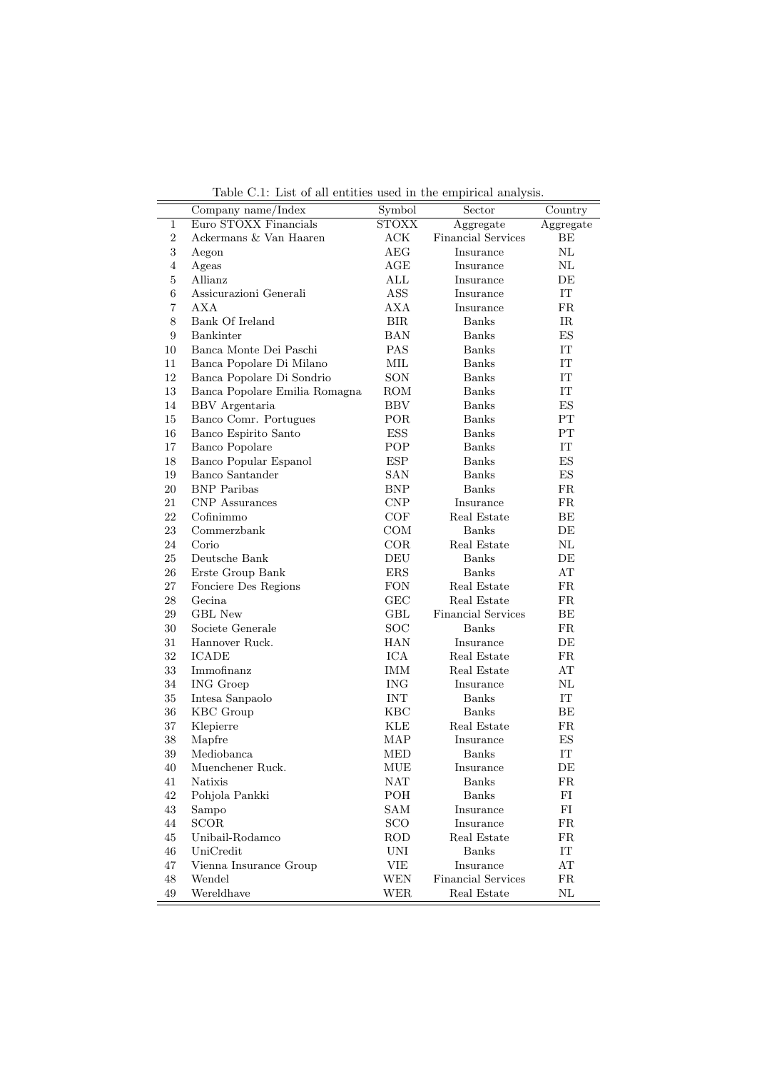Table C.1: List of all entities used in the empirical analysis.

| | Company name/Index | Symbol | Sector | Country |
|---|---|---|---|---|
| 1 | Euro STOXX Financials | STOXX | Aggregate | Aggregate |
| 2 | Ackermans & Van Haaren | ACK | Financial Services | BE |
| 3 | Aegon | AEG | Insurance | NL |
| 4 | Ageas | AGE | Insurance | NL |
| 5 | Allianz | ALL | Insurance | DE |
| 6 | Assicurazioni Generali | ASS | Insurance | IT |
| 7 | AXA | AXA | Insurance | FR |
| 8 | Bank Of Ireland | BIR | Banks | IR |
| 9 | Bankinter | BAN | Banks | ES |
| 10 | Banca Monte Dei Paschi | PAS | Banks | IT |
| 11 | Banca Popolare Di Milano | MIL | Banks | IT |
| 12 | Banca Popolare Di Sondrio | SON | Banks | IT |
| 13 | Banca Popolare Emilia Romagna | ROM | Banks | IT |
| 14 | BBV Argentaria | BBV | Banks | ES |
| 15 | Banco Comr. Portugues | POR | Banks | PT |
| 16 | Banco Espirito Santo | ESS | Banks | PT |
| 17 | Banco Popolare | POP | Banks | IT |
| 18 | Banco Popular Espanol | ESP | Banks | ES |
| 19 | Banco Santander | SAN | Banks | ES |
| 20 | BNP Paribas | BNP | Banks | FR |
| 21 | CNP Assurances | CNP | Insurance | FR |
| 22 | Cofinimmo | COF | Real Estate | BE |
| 23 | Commerzbank | COM | Banks | DE |
| 24 | Corio | COR | Real Estate | NL |
| 25 | Deutsche Bank | DEU | Banks | DE |
| 26 | Erste Group Bank | ERS | Banks | AT |
| 27 | Fonciere Des Regions | FON | Real Estate | FR |
| 28 | Gecina | GEC | Real Estate | FR |
| 29 | GBL New | GBL | Financial Services | BE |
| 30 | Societe Generale | SOC | Banks | FR |
| 31 | Hannover Ruck. | HAN | Insurance | DE |
| 32 | ICADE | ICA | Real Estate | FR |
| 33 | Immofinanz | IMM | Real Estate | AT |
| 34 | ING Groep | ING | Insurance | NL |
| 35 | Intesa Sanpaolo | INT | Banks | IT |
| 36 | KBC Group | KBC | Banks | BE |
| 37 | Klepierre | KLE | Real Estate | FR |
| 38 | Mapfre | MAP | Insurance | ES |
| 39 | Mediobanca | MED | Banks | IT |
| 40 | Muenchener Ruck. | MUE | Insurance | DE |
| 41 | Natixis | NAT | Banks | FR |
| 42 | Pohjola Pankki | POH | Banks | FI |
| 43 | Sampo | SAM | Insurance | FI |
| 44 | SCOR | SCO | Insurance | FR |
| 45 | Unibail-Rodamco | ROD | Real Estate | FR |
| 46 | UniCredit | UNI | Banks | IT |
| 47 | Vienna Insurance Group | VIE | Insurance | AT |
| 48 | Wendel | WEN | Financial Services | FR |
| 49 | Wereldhave | WER | Real Estate | NL |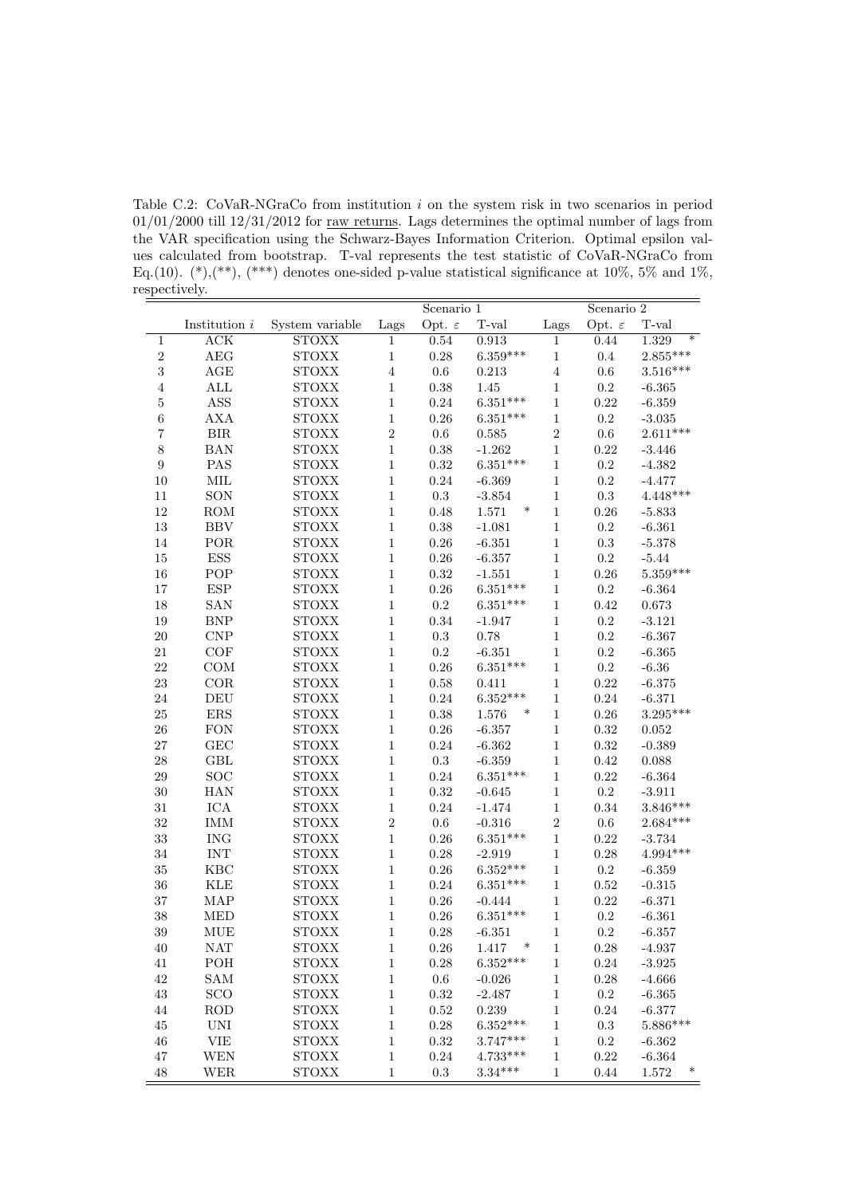Table C.2: CoVaR-NGraCo from institution $i$ on the system risk in two scenarios in period 01/01/2000 till 12/31/2012 for raw returns. Lags determines the optimal number of lags from the VAR specification using the Schwarz-Bayes Information Criterion. Optimal epsilon values calculated from bootstrap. T-val represents the test statistic of CoVaR-NGraCo from Eq.(10). (*),(**), (***) denotes one-sided p-value statistical significance at 10%, 5% and 1%, respectively.

| | | | Scenario 1 | | | Scenario 2 | | |
|---|---|---|---|---|---|---|---|---|
| | Institution $i$ | System variable | Lags | Opt. $\varepsilon$ | T-val | Lags | Opt. $\varepsilon$ | T-val |
| 1 | ACK | STOXX | 1 | 0.54 | 0.913 | 1 | 0.44 | 1.329 * |
| 2 | AEG | STOXX | 1 | 0.28 | 6.359*** | 1 | 0.4 | 2.855*** |
| 3 | AGE | STOXX | 4 | 0.6 | 0.213 | 4 | 0.6 | 3.516*** |
| 4 | ALL | STOXX | 1 | 0.38 | 1.45 | 1 | 0.2 | -6.365 |
| 5 | ASS | STOXX | 1 | 0.24 | 6.351*** | 1 | 0.22 | -6.359 |
| 6 | AXA | STOXX | 1 | 0.26 | 6.351*** | 1 | 0.2 | -3.035 |
| 7 | BIR | STOXX | 2 | 0.6 | 0.585 | 2 | 0.6 | 2.611*** |
| 8 | BAN | STOXX | 1 | 0.38 | -1.262 | 1 | 0.22 | -3.446 |
| 9 | PAS | STOXX | 1 | 0.32 | 6.351*** | 1 | 0.2 | -4.382 |
| 10 | MIL | STOXX | 1 | 0.24 | -6.369 | 1 | 0.2 | -4.477 |
| 11 | SON | STOXX | 1 | 0.3 | -3.854 | 1 | 0.3 | 4.448*** |
| 12 | ROM | STOXX | 1 | 0.48 | 1.571 * | 1 | 0.26 | -5.833 |
| 13 | BBV | STOXX | 1 | 0.38 | -1.081 | 1 | 0.2 | -6.361 |
| 14 | POR | STOXX | 1 | 0.26 | -6.351 | 1 | 0.3 | -5.378 |
| 15 | ESS | STOXX | 1 | 0.26 | -6.357 | 1 | 0.2 | -5.44 |
| 16 | POP | STOXX | 1 | 0.32 | -1.551 | 1 | 0.26 | 5.359*** |
| 17 | ESP | STOXX | 1 | 0.26 | 6.351*** | 1 | 0.2 | -6.364 |
| 18 | SAN | STOXX | 1 | 0.2 | 6.351*** | 1 | 0.42 | 0.673 |
| 19 | BNP | STOXX | 1 | 0.34 | -1.947 | 1 | 0.2 | -3.121 |
| 20 | CNP | STOXX | 1 | 0.3 | 0.78 | 1 | 0.2 | -6.367 |
| 21 | COF | STOXX | 1 | 0.2 | -6.351 | 1 | 0.2 | -6.365 |
| 22 | COM | STOXX | 1 | 0.26 | 6.351*** | 1 | 0.2 | -6.36 |
| 23 | COR | STOXX | 1 | 0.58 | 0.411 | 1 | 0.22 | -6.375 |
| 24 | DEU | STOXX | 1 | 0.24 | 6.352*** | 1 | 0.24 | -6.371 |
| 25 | ERS | STOXX | 1 | 0.38 | 1.576 * | 1 | 0.26 | 3.295*** |
| 26 | FON | STOXX | 1 | 0.26 | -6.357 | 1 | 0.32 | 0.052 |
| 27 | GEC | STOXX | 1 | 0.24 | -6.362 | 1 | 0.32 | -0.389 |
| 28 | GBL | STOXX | 1 | 0.3 | -6.359 | 1 | 0.42 | 0.088 |
| 29 | SOC | STOXX | 1 | 0.24 | 6.351*** | 1 | 0.22 | -6.364 |
| 30 | HAN | STOXX | 1 | 0.32 | -0.645 | 1 | 0.2 | -3.911 |
| 31 | ICA | STOXX | 1 | 0.24 | -1.474 | 1 | 0.34 | 3.846*** |
| 32 | IMM | STOXX | 2 | 0.6 | -0.316 | 2 | 0.6 | 2.684*** |
| 33 | ING | STOXX | 1 | 0.26 | 6.351*** | 1 | 0.22 | -3.734 |
| 34 | INT | STOXX | 1 | 0.28 | -2.919 | 1 | 0.28 | 4.994*** |
| 35 | KBC | STOXX | 1 | 0.26 | 6.352*** | 1 | 0.2 | -6.359 |
| 36 | KLE | STOXX | 1 | 0.24 | 6.351*** | 1 | 0.52 | -0.315 |
| 37 | MAP | STOXX | 1 | 0.26 | -0.444 | 1 | 0.22 | -6.371 |
| 38 | MED | STOXX | 1 | 0.26 | 6.351*** | 1 | 0.2 | -6.361 |
| 39 | MUE | STOXX | 1 | 0.28 | -6.351 | 1 | 0.2 | -6.357 |
| 40 | NAT | STOXX | 1 | 0.26 | 1.417 * | 1 | 0.28 | -4.937 |
| 41 | POH | STOXX | 1 | 0.28 | 6.352*** | 1 | 0.24 | -3.925 |
| 42 | SAM | STOXX | 1 | 0.6 | -0.026 | 1 | 0.28 | -4.666 |
| 43 | SCO | STOXX | 1 | 0.32 | -2.487 | 1 | 0.2 | -6.365 |
| 44 | ROD | STOXX | 1 | 0.52 | 0.239 | 1 | 0.24 | -6.377 |
| 45 | UNI | STOXX | 1 | 0.28 | 6.352*** | 1 | 0.3 | 5.886*** |
| 46 | VIE | STOXX | 1 | 0.32 | 3.747*** | 1 | 0.2 | -6.362 |
| 47 | WEN | STOXX | 1 | 0.24 | 4.733*** | 1 | 0.22 | -6.364 |
| 48 | WER | STOXX | 1 | 0.3 | 3.34*** | 1 | 0.44 | 1.572 * |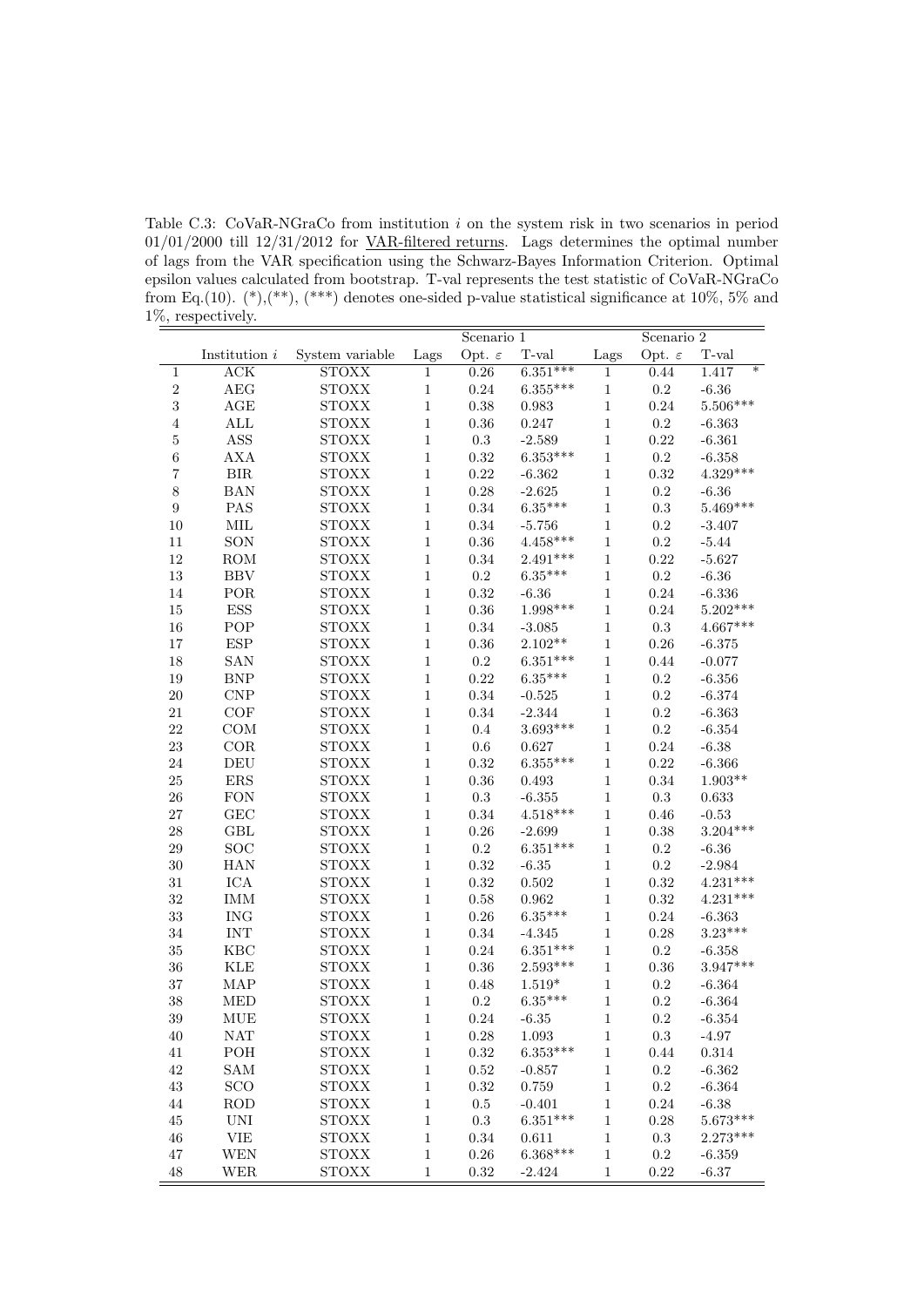Table C.3: CoVaR-NGraCo from institution $i$ on the system risk in two scenarios in period 01/01/2000 till 12/31/2012 for VAR-filtered returns. Lags determines the optimal number of lags from the VAR specification using the Schwarz-Bayes Information Criterion. Optimal epsilon values calculated from bootstrap. T-val represents the test statistic of CoVaR-NGraCo from Eq.(10). (*),(**), (***) denotes one-sided p-value statistical significance at 10%, 5% and 1%, respectively.

| | | | Scenario 1 | | | Scenario 2 | | |
|---|---|---|---|---|---|---|---|---|
| | Institution $i$ | System variable | Lags | Opt. $\varepsilon$ | T-val | Lags | Opt. $\varepsilon$ | T-val |
| 1 | ACK | STOXX | 1 | 0.26 | 6.351*** | 1 | 0.44 | 1.417 * |
| 2 | AEG | STOXX | 1 | 0.24 | 6.355*** | 1 | 0.2 | -6.36 |
| 3 | AGE | STOXX | 1 | 0.38 | 0.983 | 1 | 0.24 | 5.506*** |
| 4 | ALL | STOXX | 1 | 0.36 | 0.247 | 1 | 0.2 | -6.363 |
| 5 | ASS | STOXX | 1 | 0.3 | -2.589 | 1 | 0.22 | -6.361 |
| 6 | AXA | STOXX | 1 | 0.32 | 6.353*** | 1 | 0.2 | -6.358 |
| 7 | BIR | STOXX | 1 | 0.22 | -6.362 | 1 | 0.32 | 4.329*** |
| 8 | BAN | STOXX | 1 | 0.28 | -2.625 | 1 | 0.2 | -6.36 |
| 9 | PAS | STOXX | 1 | 0.34 | 6.35*** | 1 | 0.3 | 5.469*** |
| 10 | MIL | STOXX | 1 | 0.34 | -5.756 | 1 | 0.2 | -3.407 |
| 11 | SON | STOXX | 1 | 0.36 | 4.458*** | 1 | 0.2 | -5.44 |
| 12 | ROM | STOXX | 1 | 0.34 | 2.491*** | 1 | 0.22 | -5.627 |
| 13 | BBV | STOXX | 1 | 0.2 | 6.35*** | 1 | 0.2 | -6.36 |
| 14 | POR | STOXX | 1 | 0.32 | -6.36 | 1 | 0.24 | -6.336 |
| 15 | ESS | STOXX | 1 | 0.36 | 1.998*** | 1 | 0.24 | 5.202*** |
| 16 | POP | STOXX | 1 | 0.34 | -3.085 | 1 | 0.3 | 4.667*** |
| 17 | ESP | STOXX | 1 | 0.36 | 2.102** | 1 | 0.26 | -6.375 |
| 18 | SAN | STOXX | 1 | 0.2 | 6.351*** | 1 | 0.44 | -0.077 |
| 19 | BNP | STOXX | 1 | 0.22 | 6.35*** | 1 | 0.2 | -6.356 |
| 20 | CNP | STOXX | 1 | 0.34 | -0.525 | 1 | 0.2 | -6.374 |
| 21 | COF | STOXX | 1 | 0.34 | -2.344 | 1 | 0.2 | -6.363 |
| 22 | COM | STOXX | 1 | 0.4 | 3.693*** | 1 | 0.2 | -6.354 |
| 23 | COR | STOXX | 1 | 0.6 | 0.627 | 1 | 0.24 | -6.38 |
| 24 | DEU | STOXX | 1 | 0.32 | 6.355*** | 1 | 0.22 | -6.366 |
| 25 | ERS | STOXX | 1 | 0.36 | 0.493 | 1 | 0.34 | 1.903** |
| 26 | FON | STOXX | 1 | 0.3 | -6.355 | 1 | 0.3 | 0.633 |
| 27 | GEC | STOXX | 1 | 0.34 | 4.518*** | 1 | 0.46 | -0.53 |
| 28 | GBL | STOXX | 1 | 0.26 | -2.699 | 1 | 0.38 | 3.204*** |
| 29 | SOC | STOXX | 1 | 0.2 | 6.351*** | 1 | 0.2 | -6.36 |
| 30 | HAN | STOXX | 1 | 0.32 | -6.35 | 1 | 0.2 | -2.984 |
| 31 | ICA | STOXX | 1 | 0.32 | 0.502 | 1 | 0.32 | 4.231*** |
| 32 | IMM | STOXX | 1 | 0.58 | 0.962 | 1 | 0.32 | 4.231*** |
| 33 | ING | STOXX | 1 | 0.26 | 6.35*** | 1 | 0.24 | -6.363 |
| 34 | INT | STOXX | 1 | 0.34 | -4.345 | 1 | 0.28 | 3.23*** |
| 35 | KBC | STOXX | 1 | 0.24 | 6.351*** | 1 | 0.2 | -6.358 |
| 36 | KLE | STOXX | 1 | 0.36 | 2.593*** | 1 | 0.36 | 3.947*** |
| 37 | MAP | STOXX | 1 | 0.48 | 1.519* | 1 | 0.2 | -6.364 |
| 38 | MED | STOXX | 1 | 0.2 | 6.35*** | 1 | 0.2 | -6.364 |
| 39 | MUE | STOXX | 1 | 0.24 | -6.35 | 1 | 0.2 | -6.354 |
| 40 | NAT | STOXX | 1 | 0.28 | 1.093 | 1 | 0.3 | -4.97 |
| 41 | POH | STOXX | 1 | 0.32 | 6.353*** | 1 | 0.44 | 0.314 |
| 42 | SAM | STOXX | 1 | 0.52 | -0.857 | 1 | 0.2 | -6.362 |
| 43 | SCO | STOXX | 1 | 0.32 | 0.759 | 1 | 0.2 | -6.364 |
| 44 | ROD | STOXX | 1 | 0.5 | -0.401 | 1 | 0.24 | -6.38 |
| 45 | UNI | STOXX | 1 | 0.3 | 6.351*** | 1 | 0.28 | 5.673*** |
| 46 | VIE | STOXX | 1 | 0.34 | 0.611 | 1 | 0.3 | 2.273*** |
| 47 | WEN | STOXX | 1 | 0.26 | 6.368*** | 1 | 0.2 | -6.359 |
| 48 | WER | STOXX | 1 | 0.32 | -2.424 | 1 | 0.22 | -6.37 |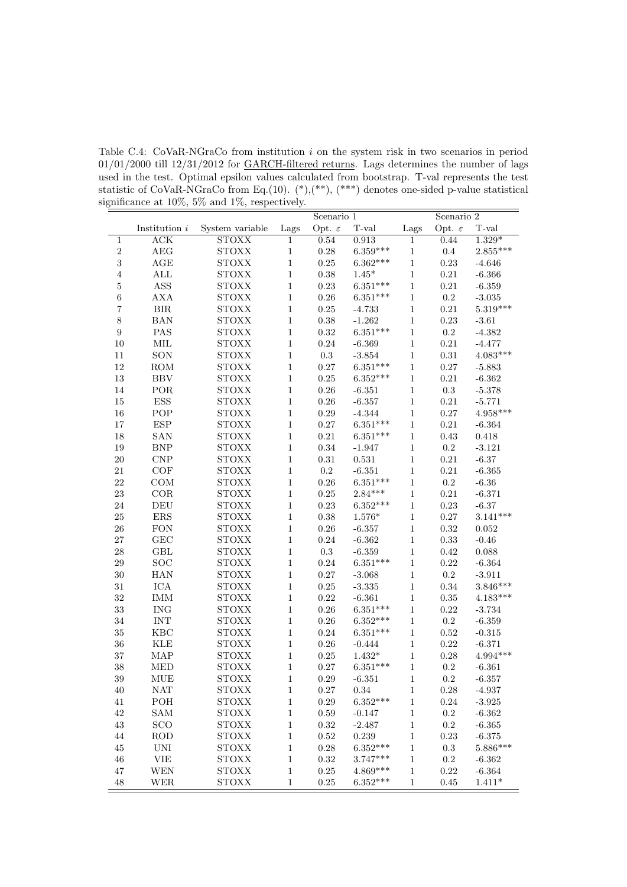Table C.4: CoVaR-NGraCo from institution $i$ on the system risk in two scenarios in period 01/01/2000 till 12/31/2012 for GARCH-filtered returns. Lags determines the number of lags used in the test. Optimal epsilon values calculated from bootstrap. T-val represents the test statistic of CoVaR-NGraCo from Eq.(10). (*),(**), (***) denotes one-sided p-value statistical significance at 10%, 5% and 1%, respectively.

| | | | Scenario 1 | | | Scenario 2 | | |
|---|---|---|---|---|---|---|---|---|
| | Institution $i$ | System variable | Lags | Opt. $\varepsilon$ | T-val | Lags | Opt. $\varepsilon$ | T-val |
| 1 | ACK | STOXX | 1 | 0.54 | 0.913 | 1 | 0.44 | 1.329* |
| 2 | AEG | STOXX | 1 | 0.28 | 6.359*** | 1 | 0.4 | 2.855*** |
| 3 | AGE | STOXX | 1 | 0.25 | 6.362*** | 1 | 0.23 | -4.646 |
| 4 | ALL | STOXX | 1 | 0.38 | 1.45* | 1 | 0.21 | -6.366 |
| 5 | ASS | STOXX | 1 | 0.23 | 6.351*** | 1 | 0.21 | -6.359 |
| 6 | AXA | STOXX | 1 | 0.26 | 6.351*** | 1 | 0.2 | -3.035 |
| 7 | BIR | STOXX | 1 | 0.25 | -4.733 | 1 | 0.21 | 5.319*** |
| 8 | BAN | STOXX | 1 | 0.38 | -1.262 | 1 | 0.23 | -3.61 |
| 9 | PAS | STOXX | 1 | 0.32 | 6.351*** | 1 | 0.2 | -4.382 |
| 10 | MIL | STOXX | 1 | 0.24 | -6.369 | 1 | 0.21 | -4.477 |
| 11 | SON | STOXX | 1 | 0.3 | -3.854 | 1 | 0.31 | 4.083*** |
| 12 | ROM | STOXX | 1 | 0.27 | 6.351*** | 1 | 0.27 | -5.883 |
| 13 | BBV | STOXX | 1 | 0.25 | 6.352*** | 1 | 0.21 | -6.362 |
| 14 | POR | STOXX | 1 | 0.26 | -6.351 | 1 | 0.3 | -5.378 |
| 15 | ESS | STOXX | 1 | 0.26 | -6.357 | 1 | 0.21 | -5.771 |
| 16 | POP | STOXX | 1 | 0.29 | -4.344 | 1 | 0.27 | 4.958*** |
| 17 | ESP | STOXX | 1 | 0.27 | 6.351*** | 1 | 0.21 | -6.364 |
| 18 | SAN | STOXX | 1 | 0.21 | 6.351*** | 1 | 0.43 | 0.418 |
| 19 | BNP | STOXX | 1 | 0.34 | -1.947 | 1 | 0.2 | -3.121 |
| 20 | CNP | STOXX | 1 | 0.31 | 0.531 | 1 | 0.21 | -6.37 |
| 21 | COF | STOXX | 1 | 0.2 | -6.351 | 1 | 0.21 | -6.365 |
| 22 | COM | STOXX | 1 | 0.26 | 6.351*** | 1 | 0.2 | -6.36 |
| 23 | COR | STOXX | 1 | 0.25 | 2.84*** | 1 | 0.21 | -6.371 |
| 24 | DEU | STOXX | 1 | 0.23 | 6.352*** | 1 | 0.23 | -6.37 |
| 25 | ERS | STOXX | 1 | 0.38 | 1.576* | 1 | 0.27 | 3.141*** |
| 26 | FON | STOXX | 1 | 0.26 | -6.357 | 1 | 0.32 | 0.052 |
| 27 | GEC | STOXX | 1 | 0.24 | -6.362 | 1 | 0.33 | -0.46 |
| 28 | GBL | STOXX | 1 | 0.3 | -6.359 | 1 | 0.42 | 0.088 |
| 29 | SOC | STOXX | 1 | 0.24 | 6.351*** | 1 | 0.22 | -6.364 |
| 30 | HAN | STOXX | 1 | 0.27 | -3.068 | 1 | 0.2 | -3.911 |
| 31 | ICA | STOXX | 1 | 0.25 | -3.335 | 1 | 0.34 | 3.846*** |
| 32 | IMM | STOXX | 1 | 0.22 | -6.361 | 1 | 0.35 | 4.183*** |
| 33 | ING | STOXX | 1 | 0.26 | 6.351*** | 1 | 0.22 | -3.734 |
| 34 | INT | STOXX | 1 | 0.26 | 6.352*** | 1 | 0.2 | -6.359 |
| 35 | KBC | STOXX | 1 | 0.24 | 6.351*** | 1 | 0.52 | -0.315 |
| 36 | KLE | STOXX | 1 | 0.26 | -0.444 | 1 | 0.22 | -6.371 |
| 37 | MAP | STOXX | 1 | 0.25 | 1.432* | 1 | 0.28 | 4.994*** |
| 38 | MED | STOXX | 1 | 0.27 | 6.351*** | 1 | 0.2 | -6.361 |
| 39 | MUE | STOXX | 1 | 0.29 | -6.351 | 1 | 0.2 | -6.357 |
| 40 | NAT | STOXX | 1 | 0.27 | 0.34 | 1 | 0.28 | -4.937 |
| 41 | POH | STOXX | 1 | 0.29 | 6.352*** | 1 | 0.24 | -3.925 |
| 42 | SAM | STOXX | 1 | 0.59 | -0.147 | 1 | 0.2 | -6.362 |
| 43 | SCO | STOXX | 1 | 0.32 | -2.487 | 1 | 0.2 | -6.365 |
| 44 | ROD | STOXX | 1 | 0.52 | 0.239 | 1 | 0.23 | -6.375 |
| 45 | UNI | STOXX | 1 | 0.28 | 6.352*** | 1 | 0.3 | 5.886*** |
| 46 | VIE | STOXX | 1 | 0.32 | 3.747*** | 1 | 0.2 | -6.362 |
| 47 | WEN | STOXX | 1 | 0.25 | 4.869*** | 1 | 0.22 | -6.364 |
| 48 | WER | STOXX | 1 | 0.25 | 6.352*** | 1 | 0.45 | 1.411* |